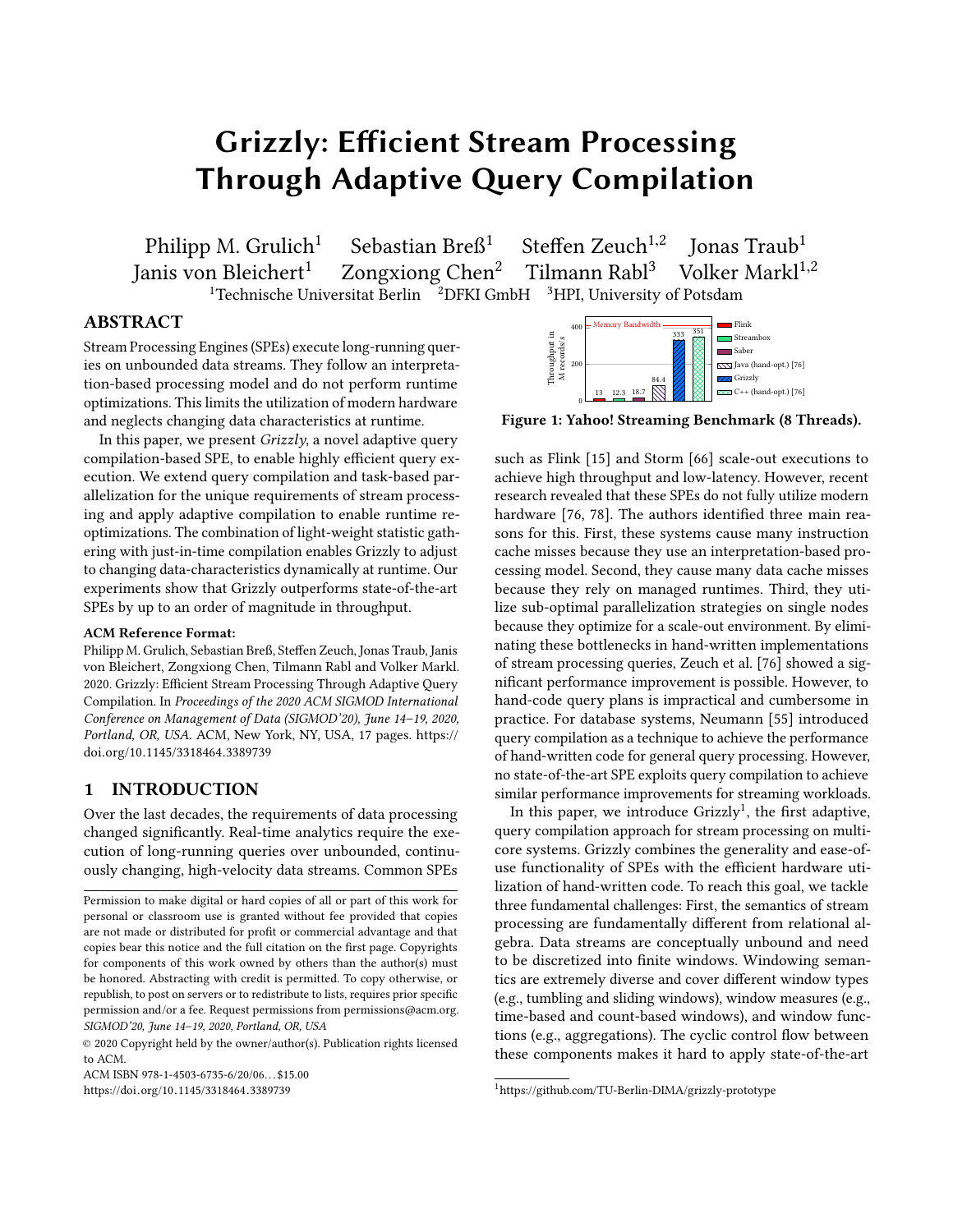# Grizzly: Efficient Stream Processing Through Adaptive Query Compilation

Philipp M. Grulich[1] Sebastian Breß[1] Steffen Zeuch[1,2] Jonas Traub[1] Janis von Bleichert[1] Zongxiong Chen[2] Tilmann Rabl[3] Volker Markl[1,2]

[1]Technische Universitat Berlin [2]DFKI GmbH [3]HPI, University of Potsdam

## ABSTRACT

Stream Processing Engines (SPEs) execute long-running queries on unbounded data streams. They follow an interpretation-based processing model and do not perform runtime optimizations. This limits the utilization of modern hardware and neglects changing data characteristics at runtime.

In this paper, we present *Grizzly*, a novel adaptive query compilation-based SPE, to enable highly efficient query execution. We extend query compilation and task-based parallelization for the unique requirements of stream processing and apply adaptive compilation to enable runtime re-optimizations. The combination of light-weight statistic gathering with just-in-time compilation enables Grizzly to adjust to changing data-characteristics dynamically at runtime. Our experiments show that Grizzly outperforms state-of-the-art SPEs by up to an order of magnitude in throughput.

**ACM Reference Format:**

Philipp M. Grulich, Sebastian Breß, Steffen Zeuch, Jonas Traub, Janis von Bleichert, Zongxiong Chen, Tilmann Rabl and Volker Markl. 2020. Grizzly: Efficient Stream Processing Through Adaptive Query Compilation. In *Proceedings of the 2020 ACM SIGMOD International Conference on Management of Data (SIGMOD'20), June 14–19, 2020, Portland, OR, USA.* ACM, New York, NY, USA, 17 pages. https://doi.org/10.1145/3318464.3389739

## 1 INTRODUCTION

Over the last decades, the requirements of data processing changed significantly. Real-time analytics require the execution of long-running queries over unbounded, continuously changing, high-velocity data streams. Common SPEs such as Flink [15] and Storm [66] scale-out executions to achieve high throughput and low-latency. However, recent research revealed that these SPEs do not fully utilize modern hardware [76, 78]. The authors identified three main reasons for this. First, these systems cause many instruction cache misses because they use an interpretation-based processing model. Second, they cause many data cache misses because they rely on managed runtimes. Third, they utilize sub-optimal parallelization strategies on single nodes because they optimize for a scale-out environment. By eliminating these bottlenecks in hand-written implementations of stream processing queries, Zeuch et al. [76] showed a significant performance improvement is possible. However, to hand-code query plans is impractical and cumbersome in practice. For database systems, Neumann [55] introduced query compilation as a technique to achieve the performance of hand-written code for general query processing. However, no state-of-the-art SPE exploits query compilation to achieve similar performance improvements for streaming workloads.

| | Flink | Streambox | Saber | Java (hand-opt.) [76] | Grizzly | C++ (hand-opt.) [76] |
|---|---|---|---|---|---|---|
| Throughput in M records/s | 13 | 12.3 | 18.7 | 84.4 | 333 | 351 |

**Figure 1: Yahoo! Streaming Benchmark (8 Threads).**

In this paper, we introduce Grizzly[1], the first adaptive, query compilation approach for stream processing on multi-core systems. Grizzly combines the generality and ease-of-use functionality of SPEs with the efficient hardware utilization of hand-written code. To reach this goal, we tackle three fundamental challenges: First, the semantics of stream processing are fundamentally different from relational algebra. Data streams are conceptually unbound and need to be discretized into finite windows. Windowing semantics are extremely diverse and cover different window types (e.g., tumbling and sliding windows), window measures (e.g., time-based and count-based windows), and window functions (e.g., aggregations). The cyclic control flow between these components makes it hard to apply state-of-the-art

[1]https://github.com/TU-Berlin-DIMA/grizzly-prototype

Permission to make digital or hard copies of all or part of this work for personal or classroom use is granted without fee provided that copies are not made or distributed for profit or commercial advantage and that copies bear this notice and the full citation on the first page. Copyrights for components of this work owned by others than the author(s) must be honored. Abstracting with credit is permitted. To copy otherwise, or republish, to post on servers or to redistribute to lists, requires prior specific permission and/or a fee. Request permissions from permissions@acm.org. *SIGMOD'20, June 14–19, 2020, Portland, OR, USA*

© 2020 Copyright held by the owner/author(s). Publication rights licensed to ACM.

ACM ISBN 978-1-4503-6735-6/20/06...$15.00

https://doi.org/10.1145/3318464.3389739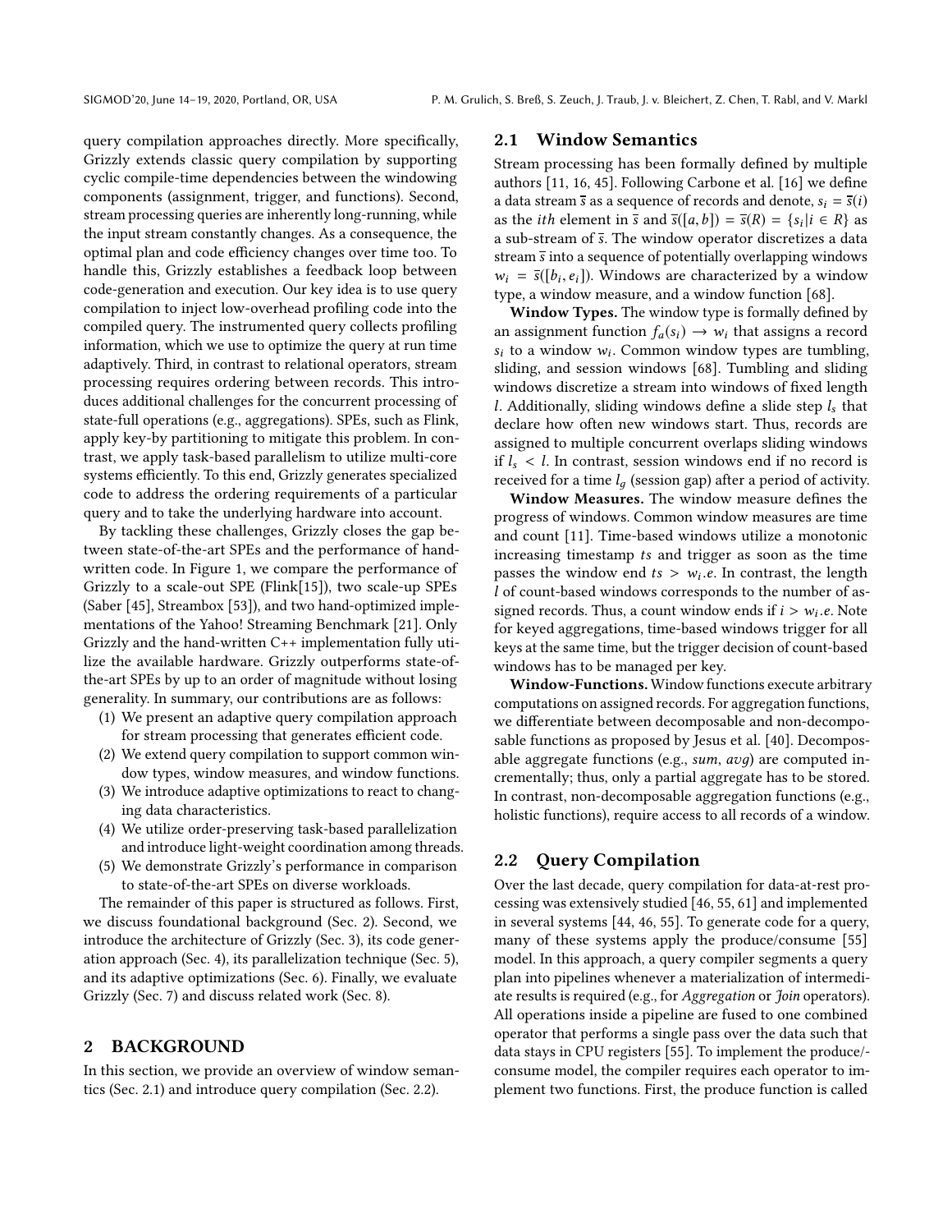query compilation approaches directly. More specifically, Grizzly extends classic query compilation by supporting cyclic compile-time dependencies between the windowing components (assignment, trigger, and functions). Second, stream processing queries are inherently long-running, while the input stream constantly changes. As a consequence, the optimal plan and code efficiency changes over time too. To handle this, Grizzly establishes a feedback loop between code-generation and execution. Our key idea is to use query compilation to inject low-overhead profiling code into the compiled query. The instrumented query collects profiling information, which we use to optimize the query at run time adaptively. Third, in contrast to relational operators, stream processing requires ordering between records. This introduces additional challenges for the concurrent processing of state-full operations (e.g., aggregations). SPEs, such as Flink, apply key-by partitioning to mitigate this problem. In contrast, we apply task-based parallelism to utilize multi-core systems efficiently. To this end, Grizzly generates specialized code to address the ordering requirements of a particular query and to take the underlying hardware into account.

By tackling these challenges, Grizzly closes the gap between state-of-the-art SPEs and the performance of hand-written code. In Figure 1, we compare the performance of Grizzly to a scale-out SPE (Flink[15]), two scale-up SPEs (Saber [45], Streambox [53]), and two hand-optimized implementations of the Yahoo! Streaming Benchmark [21]. Only Grizzly and the hand-written C++ implementation fully utilize the available hardware. Grizzly outperforms state-of-the-art SPEs by up to an order of magnitude without losing generality. In summary, our contributions are as follows:

1. We present an adaptive query compilation approach for stream processing that generates efficient code.
2. We extend query compilation to support common window types, window measures, and window functions.
3. We introduce adaptive optimizations to react to changing data characteristics.
4. We utilize order-preserving task-based parallelization and introduce light-weight coordination among threads.
5. We demonstrate Grizzly's performance in comparison to state-of-the-art SPEs on diverse workloads.

The remainder of this paper is structured as follows. First, we discuss foundational background (Sec. 2). Second, we introduce the architecture of Grizzly (Sec. 3), its code generation approach (Sec. 4), its parallelization technique (Sec. 5), and its adaptive optimizations (Sec. 6). Finally, we evaluate Grizzly (Sec. 7) and discuss related work (Sec. 8).

## 2 BACKGROUND

In this section, we provide an overview of window semantics (Sec. 2.1) and introduce query compilation (Sec. 2.2).

### 2.1 Window Semantics

Stream processing has been formally defined by multiple authors [11, 16, 45]. Following Carbone et al. [16] we define a data stream $\overline{s}$ as a sequence of records and denote, $s_i = \overline{s}(i)$ as the $ith$ element in $\overline{s}$ and $\overline{s}([a, b]) = \overline{s}(R) = \{s_i | i \in R\}$ as a sub-stream of $\overline{s}$. The window operator discretizes a data stream $\overline{s}$ into a sequence of potentially overlapping windows $w_i = \overline{s}([b_i, e_i])$. Windows are characterized by a window type, a window measure, and a window function [68].

**Window Types.** The window type is formally defined by an assignment function $f_a(s_i) \rightarrow w_i$ that assigns a record $s_i$ to a window $w_i$. Common window types are tumbling, sliding, and session windows [68]. Tumbling and sliding windows discretize a stream into windows of fixed length $l$. Additionally, sliding windows define a slide step $l_s$ that declare how often new windows start. Thus, records are assigned to multiple concurrent overlaps sliding windows if $l_s < l$. In contrast, session windows end if no record is received for a time $l_g$ (session gap) after a period of activity.

**Window Measures.** The window measure defines the progress of windows. Common window measures are time and count [11]. Time-based windows utilize a monotonic increasing timestamp $ts$ and trigger as soon as the time passes the window end $ts > w_i.e$. In contrast, the length $l$ of count-based windows corresponds to the number of assigned records. Thus, a count window ends if $i > w_i.e$. Note for keyed aggregations, time-based windows trigger for all keys at the same time, but the trigger decision of count-based windows has to be managed per key.

**Window-Functions.** Window functions execute arbitrary computations on assigned records. For aggregation functions, we differentiate between decomposable and non-decomposable functions as proposed by Jesus et al. [40]. Decomposable aggregate functions (e.g., *sum*, *avg*) are computed incrementally; thus, only a partial aggregate has to be stored. In contrast, non-decomposable aggregation functions (e.g., holistic functions), require access to all records of a window.

### 2.2 Query Compilation

Over the last decade, query compilation for data-at-rest processing was extensively studied [46, 55, 61] and implemented in several systems [44, 46, 55]. To generate code for a query, many of these systems apply the produce/consume [55] model. In this approach, a query compiler segments a query plan into pipelines whenever a materialization of intermediate results is required (e.g., for *Aggregation* or *Join* operators). All operations inside a pipeline are fused to one combined operator that performs a single pass over the data such that data stays in CPU registers [55]. To implement the produce/-consume model, the compiler requires each operator to implement two functions. First, the produce function is called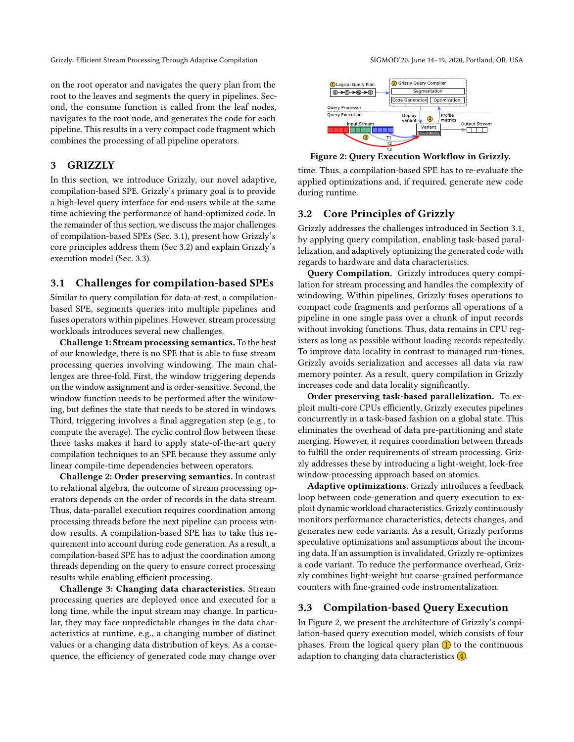on the root operator and navigates the query plan from the root to the leaves and segments the query in pipelines. Second, the consume function is called from the leaf nodes, navigates to the root node, and generates the code for each pipeline. This results in a very compact code fragment which combines the processing of all pipeline operators.

## 3 GRIZZLY

In this section, we introduce Grizzly, our novel adaptive, compilation-based SPE. Grizzly's primary goal is to provide a high-level query interface for end-users while at the same time achieving the performance of hand-optimized code. In the remainder of this section, we discuss the major challenges of compilation-based SPEs (Sec. 3.1), present how Grizzly's core principles address them (Sec 3.2) and explain Grizzly's execution model (Sec. 3.3).

### 3.1 Challenges for compilation-based SPEs

Similar to query compilation for data-at-rest, a compilation-based SPE, segments queries into multiple pipelines and fuses operators within pipelines. However, stream processing workloads introduces several new challenges.

**Challenge 1: Stream processing semantics.** To the best of our knowledge, there is no SPE that is able to fuse stream processing queries involving windowing. The main challenges are three-fold. First, the window triggering depends on the window assignment and is order-sensitive. Second, the window function needs to be performed after the windowing, but defines the state that needs to be stored in windows. Third, triggering involves a final aggregation step (e.g., to compute the average). The cyclic control flow between these three tasks makes it hard to apply state-of-the-art query compilation techniques to an SPE because they assume only linear compile-time dependencies between operators.

**Challenge 2: Order preserving semantics.** In contrast to relational algebra, the outcome of stream processing operators depends on the order of records in the data stream. Thus, data-parallel execution requires coordination among processing threads before the next pipeline can process window results. A compilation-based SPE has to take this requirement into account during code generation. As a result, a compilation-based SPE has to adjust the coordination among threads depending on the query to ensure correct processing results while enabling efficient processing.

**Challenge 3: Changing data characteristics.** Stream processing queries are deployed once and executed for a long time, while the input stream may change. In particular, they may face unpredictable changes in the data characteristics at runtime, e.g., a changing number of distinct values or a changing data distribution of keys. As a consequence, the efficiency of generated code may change over time. Thus, a compilation-based SPE has to re-evaluate the applied optimizations and, if required, generate new code during runtime.

Figure 2: Query Execution Workflow in Grizzly.

### 3.2 Core Principles of Grizzly

Grizzly addresses the challenges introduced in Section 3.1, by applying query compilation, enabling task-based parallelization, and adaptively optimizing the generated code with regards to hardware and data characteristics.

**Query Compilation.** Grizzly introduces query compilation for stream processing and handles the complexity of windowing. Within pipelines, Grizzly fuses operations to compact code fragments and performs all operations of a pipeline in one single pass over a chunk of input records without invoking functions. Thus, data remains in CPU registers as long as possible without loading records repeatedly. To improve data locality in contrast to managed run-times, Grizzly avoids serialization and accesses all data via raw memory pointer. As a result, query compilation in Grizzly increases code and data locality significantly.

**Order preserving task-based parallelization.** To exploit multi-core CPUs efficiently, Grizzly executes pipelines concurrently in a task-based fashion on a global state. This eliminates the overhead of data pre-partitioning and state merging. However, it requires coordination between threads to fulfill the order requirements of stream processing. Grizzly addresses these by introducing a light-weight, lock-free window-processing approach based on atomics.

**Adaptive optimizations.** Grizzly introduces a feedback loop between code-generation and query execution to exploit dynamic workload characteristics. Grizzly continuously monitors performance characteristics, detects changes, and generates new code variants. As a result, Grizzly performs speculative optimizations and assumptions about the incoming data. If an assumption is invalidated, Grizzly re-optimizes a code variant. To reduce the performance overhead, Grizzly combines light-weight but coarse-grained performance counters with fine-grained code instrumentalization.

### 3.3 Compilation-based Query Execution

In Figure 2, we present the architecture of Grizzly's compilation-based query execution model, which consists of four phases. From the logical query plan (1) to the continuous adaption to changing data characteristics (4).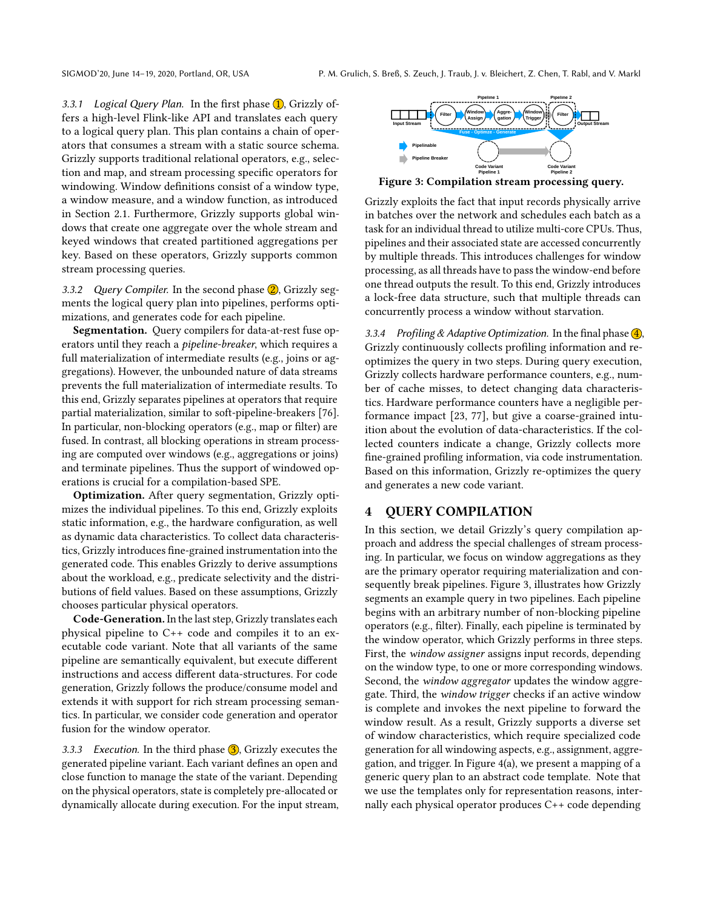*3.3.1 Logical Query Plan.* In the first phase (1), Grizzly offers a high-level Flink-like API and translates each query to a logical query plan. This plan contains a chain of operators that consumes a stream with a static source schema. Grizzly supports traditional relational operators, e.g., selection and map, and stream processing specific operators for windowing. Window definitions consist of a window type, a window measure, and a window function, as introduced in Section 2.1. Furthermore, Grizzly supports global windows that create one aggregate over the whole stream and keyed windows that created partitioned aggregations per key. Based on these operators, Grizzly supports common stream processing queries.

*3.3.2 Query Compiler.* In the second phase (2), Grizzly segments the logical query plan into pipelines, performs optimizations, and generates code for each pipeline.

**Segmentation.** Query compilers for data-at-rest fuse operators until they reach a *pipeline-breaker*, which requires a full materialization of intermediate results (e.g., joins or aggregations). However, the unbounded nature of data streams prevents the full materialization of intermediate results. To this end, Grizzly separates pipelines at operators that require partial materialization, similar to soft-pipeline-breakers [76]. In particular, non-blocking operators (e.g., map or filter) are fused. In contrast, all blocking operations in stream processing are computed over windows (e.g., aggregations or joins) and terminate pipelines. Thus the support of windowed operations is crucial for a compilation-based SPE.

**Optimization.** After query segmentation, Grizzly optimizes the individual pipelines. To this end, Grizzly exploits static information, e.g., the hardware configuration, as well as dynamic data characteristics. To collect data characteristics, Grizzly introduces fine-grained instrumentation into the generated code. This enables Grizzly to derive assumptions about the workload, e.g., predicate selectivity and the distributions of field values. Based on these assumptions, Grizzly chooses particular physical operators.

**Code-Generation.** In the last step, Grizzly translates each physical pipeline to C++ code and compiles it to an executable code variant. Note that all variants of the same pipeline are semantically equivalent, but execute different instructions and access different data-structures. For code generation, Grizzly follows the produce/consume model and extends it with support for rich stream processing semantics. In particular, we consider code generation and operator fusion for the window operator.

*3.3.3 Execution.* In the third phase (3), Grizzly executes the generated pipeline variant. Each variant defines an open and close function to manage the state of the variant. Depending on the physical operators, state is completely pre-allocated or dynamically allocate during execution. For the input stream, Grizzly exploits the fact that input records physically arrive in batches over the network and schedules each batch as a task for an individual thread to utilize multi-core CPUs. Thus, pipelines and their associated state are accessed concurrently by multiple threads. This introduces challenges for window processing, as all threads have to pass the window-end before one thread outputs the result. To this end, Grizzly introduces a lock-free data structure, such that multiple threads can concurrently process a window without starvation.

**Figure 3: Compilation stream processing query.**

*3.3.4 Profiling & Adaptive Optimization.* In the final phase (4), Grizzly continuously collects profiling information and re-optimizes the query in two steps. During query execution, Grizzly collects hardware performance counters, e.g., number of cache misses, to detect changing data characteristics. Hardware performance counters have a negligible performance impact [23, 77], but give a coarse-grained intuition about the evolution of data-characteristics. If the collected counters indicate a change, Grizzly collects more fine-grained profiling information, via code instrumentation. Based on this information, Grizzly re-optimizes the query and generates a new code variant.

## 4 QUERY COMPILATION

In this section, we detail Grizzly's query compilation approach and address the special challenges of stream processing. In particular, we focus on window aggregations as they are the primary operator requiring materialization and consequently break pipelines. Figure 3, illustrates how Grizzly segments an example query in two pipelines. Each pipeline begins with an arbitrary number of non-blocking pipeline operators (e.g., filter). Finally, each pipeline is terminated by the window operator, which Grizzly performs in three steps. First, the *window assigner* assigns input records, depending on the window type, to one or more corresponding windows. Second, the *window aggregator* updates the window aggregate. Third, the *window trigger* checks if an active window is complete and invokes the next pipeline to forward the window result. As a result, Grizzly supports a diverse set of window characteristics, which require specialized code generation for all windowing aspects, e.g., assignment, aggregation, and trigger. In Figure 4(a), we present a mapping of a generic query plan to an abstract code template. Note that we use the templates only for representation reasons, internally each physical operator produces C++ code depending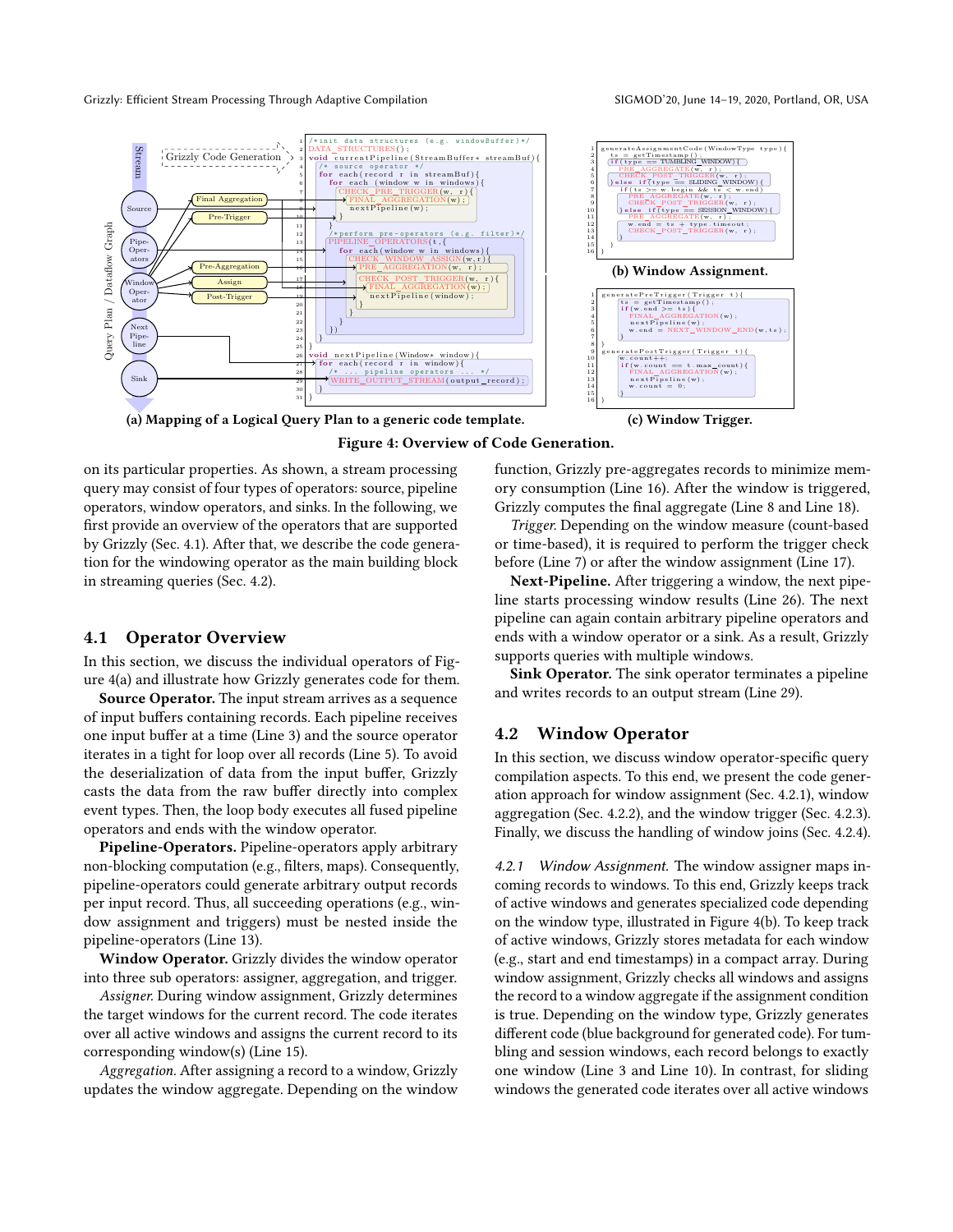```
1  /*init data structures (e.g. windowBuffer)*/
2  DATA_STRUCTURES();
3  void currentPipeline(StreamBuffer* streamBuf){
4    /* source operator */
5    for each(record r in streamBuf){
6      for each (window w in windows){
7        CHECK_PRE_TRIGGER(w, r){
8          FINAL_AGGREGATION(w);
9          nextPipeline(w);
10       }
11     }
12     /*perform pre-operators (e.g. filter)*/
13     PIPELINE_OPERATORS(t,{
14       for each(window w in windows){
15         CHECK_WINDOW_ASSIGN(w,r){
16           PRE_AGGREGATION(w, r);
17           CHECK_POST_TRIGGER(w, r){
18             FINAL_AGGREGATION(w);
19             nextPipeline(window);
20           }
21         }
22       }
23     })
24   }
25 }
26 void nextPipeline(Window* window){
27   for each(record r in window){
28     /* ... pipeline operators ... */
29     WRITE_OUTPUT_STREAM(output_record);
30   }
31 }
```

**(a) Mapping of a Logical Query Plan to a generic code template.**

```
1  generateAssignmentCode(WindowType type){
2    ts = getTimestamp();
3    if(type == TUMBLING_WINDOW){
4      PRE_AGGREGATE(w, r);
5      CHECK_POST_TRIGGER(w, r);
6    }else if(type == SLIDING_WINDOW){
7      if(ts >= w.begin && ts < w.end)
8        PRE_AGGREGATE(w, r);
9        CHECK_POST_TRIGGER(w, r);
10   }else if(type == SESSION_WINDOW){
11     PRE_AGGREGATE(w, r);
12     w.end = ts + type.timeout;
13     CHECK_POST_TRIGGER(w, r);
14   }
15 }
16 }
```

**(b) Window Assignment.**

```
1  generatePreTrigger(Trigger t){
2    ts = getTimestamp();
3    if(w.end >= ts){
4      FINAL_AGGREGATION(w);
5      nextPipeline(w);
6      w.end = NEXT_WINDOW_END(w,ts);
7    }
8  }
9  generatePostTrigger(Trigger t){
10   w.count++;
11   if(w.count == t.max_count){
12     FINAL_AGGREGATION(w);
13     nextPipeline(w);
14     w.count = 0;
15   }
16 }
```

**(c) Window Trigger.**

**Figure 4: Overview of Code Generation.**

on its particular properties. As shown, a stream processing query may consist of four types of operators: source, pipeline operators, window operators, and sinks. In the following, we first provide an overview of the operators that are supported by Grizzly (Sec. 4.1). After that, we describe the code generation for the windowing operator as the main building block in streaming queries (Sec. 4.2).

## 4.1 Operator Overview

In this section, we discuss the individual operators of Figure 4(a) and illustrate how Grizzly generates code for them.

**Source Operator.** The input stream arrives as a sequence of input buffers containing records. Each pipeline receives one input buffer at a time (Line 3) and the source operator iterates in a tight for loop over all records (Line 5). To avoid the deserialization of data from the input buffer, Grizzly casts the data from the raw buffer directly into complex event types. Then, the loop body executes all fused pipeline operators and ends with the window operator.

**Pipeline-Operators.** Pipeline-operators apply arbitrary non-blocking computation (e.g., filters, maps). Consequently, pipeline-operators could generate arbitrary output records per input record. Thus, all succeeding operations (e.g., window assignment and triggers) must be nested inside the pipeline-operators (Line 13).

**Window Operator.** Grizzly divides the window operator into three sub operators: assigner, aggregation, and trigger.

*Assigner.* During window assignment, Grizzly determines the target windows for the current record. The code iterates over all active windows and assigns the current record to its corresponding window(s) (Line 15).

*Aggregation.* After assigning a record to a window, Grizzly updates the window aggregate. Depending on the window function, Grizzly pre-aggregates records to minimize memory consumption (Line 16). After the window is triggered, Grizzly computes the final aggregate (Line 8 and Line 18).

*Trigger.* Depending on the window measure (count-based or time-based), it is required to perform the trigger check before (Line 7) or after the window assignment (Line 17).

**Next-Pipeline.** After triggering a window, the next pipeline starts processing window results (Line 26). The next pipeline can again contain arbitrary pipeline operators and ends with a window operator or a sink. As a result, Grizzly supports queries with multiple windows.

**Sink Operator.** The sink operator terminates a pipeline and writes records to an output stream (Line 29).

## 4.2 Window Operator

In this section, we discuss window operator-specific query compilation aspects. To this end, we present the code generation approach for window assignment (Sec. 4.2.1), window aggregation (Sec. 4.2.2), and the window trigger (Sec. 4.2.3). Finally, we discuss the handling of window joins (Sec. 4.2.4).

*4.2.1 Window Assignment.* The window assigner maps incoming records to windows. To this end, Grizzly keeps track of active windows and generates specialized code depending on the window type, illustrated in Figure 4(b). To keep track of active windows, Grizzly stores metadata for each window (e.g., start and end timestamps) in a compact array. During window assignment, Grizzly checks all windows and assigns the record to a window aggregate if the assignment condition is true. Depending on the window type, Grizzly generates different code (blue background for generated code). For tumbling and session windows, each record belongs to exactly one window (Line 3 and Line 10). In contrast, for sliding windows the generated code iterates over all active windows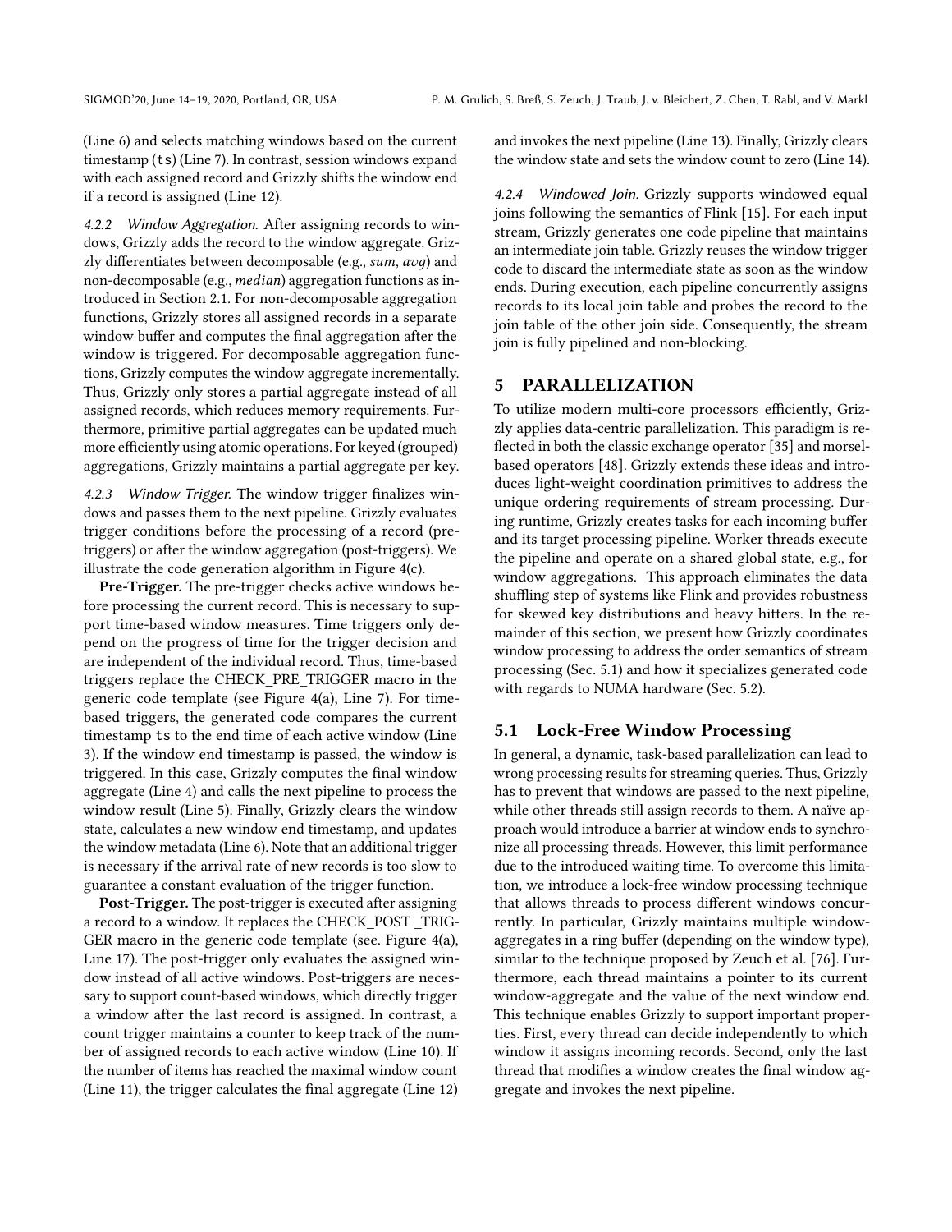(Line 6) and selects matching windows based on the current timestamp (ts) (Line 7). In contrast, session windows expand with each assigned record and Grizzly shifts the window end if a record is assigned (Line 12).

*4.2.2 Window Aggregation.* After assigning records to windows, Grizzly adds the record to the window aggregate. Grizzly differentiates between decomposable (e.g., *sum*, *avg*) and non-decomposable (e.g., *median*) aggregation functions as introduced in Section 2.1. For non-decomposable aggregation functions, Grizzly stores all assigned records in a separate window buffer and computes the final aggregation after the window is triggered. For decomposable aggregation functions, Grizzly computes the window aggregate incrementally. Thus, Grizzly only stores a partial aggregate instead of all assigned records, which reduces memory requirements. Furthermore, primitive partial aggregates can be updated much more efficiently using atomic operations. For keyed (grouped) aggregations, Grizzly maintains a partial aggregate per key.

*4.2.3 Window Trigger.* The window trigger finalizes windows and passes them to the next pipeline. Grizzly evaluates trigger conditions before the processing of a record (pre-triggers) or after the window aggregation (post-triggers). We illustrate the code generation algorithm in Figure 4(c).

**Pre-Trigger.** The pre-trigger checks active windows before processing the current record. This is necessary to support time-based window measures. Time triggers only depend on the progress of time for the trigger decision and are independent of the individual record. Thus, time-based triggers replace the CHECK_PRE_TRIGGER macro in the generic code template (see Figure 4(a), Line 7). For time-based triggers, the generated code compares the current timestamp ts to the end time of each active window (Line 3). If the window end timestamp is passed, the window is triggered. In this case, Grizzly computes the final window aggregate (Line 4) and calls the next pipeline to process the window result (Line 5). Finally, Grizzly clears the window state, calculates a new window end timestamp, and updates the window metadata (Line 6). Note that an additional trigger is necessary if the arrival rate of new records is too slow to guarantee a constant evaluation of the trigger function.

**Post-Trigger.** The post-trigger is executed after assigning a record to a window. It replaces the CHECK_POST _TRIGGER macro in the generic code template (see. Figure 4(a), Line 17). The post-trigger only evaluates the assigned window instead of all active windows. Post-triggers are necessary to support count-based windows, which directly trigger a window after the last record is assigned. In contrast, a count trigger maintains a counter to keep track of the number of assigned records to each active window (Line 10). If the number of items has reached the maximal window count (Line 11), the trigger calculates the final aggregate (Line 12) and invokes the next pipeline (Line 13). Finally, Grizzly clears the window state and sets the window count to zero (Line 14).

*4.2.4 Windowed Join.* Grizzly supports windowed equal joins following the semantics of Flink [15]. For each input stream, Grizzly generates one code pipeline that maintains an intermediate join table. Grizzly reuses the window trigger code to discard the intermediate state as soon as the window ends. During execution, each pipeline concurrently assigns records to its local join table and probes the record to the join table of the other join side. Consequently, the stream join is fully pipelined and non-blocking.

# 5 PARALLELIZATION

To utilize modern multi-core processors efficiently, Grizzly applies data-centric parallelization. This paradigm is reflected in both the classic exchange operator [35] and morsel-based operators [48]. Grizzly extends these ideas and introduces light-weight coordination primitives to address the unique ordering requirements of stream processing. During runtime, Grizzly creates tasks for each incoming buffer and its target processing pipeline. Worker threads execute the pipeline and operate on a shared global state, e.g., for window aggregations. This approach eliminates the data shuffling step of systems like Flink and provides robustness for skewed key distributions and heavy hitters. In the remainder of this section, we present how Grizzly coordinates window processing to address the order semantics of stream processing (Sec. 5.1) and how it specializes generated code with regards to NUMA hardware (Sec. 5.2).

## 5.1 Lock-Free Window Processing

In general, a dynamic, task-based parallelization can lead to wrong processing results for streaming queries. Thus, Grizzly has to prevent that windows are passed to the next pipeline, while other threads still assign records to them. A naïve approach would introduce a barrier at window ends to synchronize all processing threads. However, this limit performance due to the introduced waiting time. To overcome this limitation, we introduce a lock-free window processing technique that allows threads to process different windows concurrently. In particular, Grizzly maintains multiple window-aggregates in a ring buffer (depending on the window type), similar to the technique proposed by Zeuch et al. [76]. Furthermore, each thread maintains a pointer to its current window-aggregate and the value of the next window end. This technique enables Grizzly to support important properties. First, every thread can decide independently to which window it assigns incoming records. Second, only the last thread that modifies a window creates the final window aggregate and invokes the next pipeline.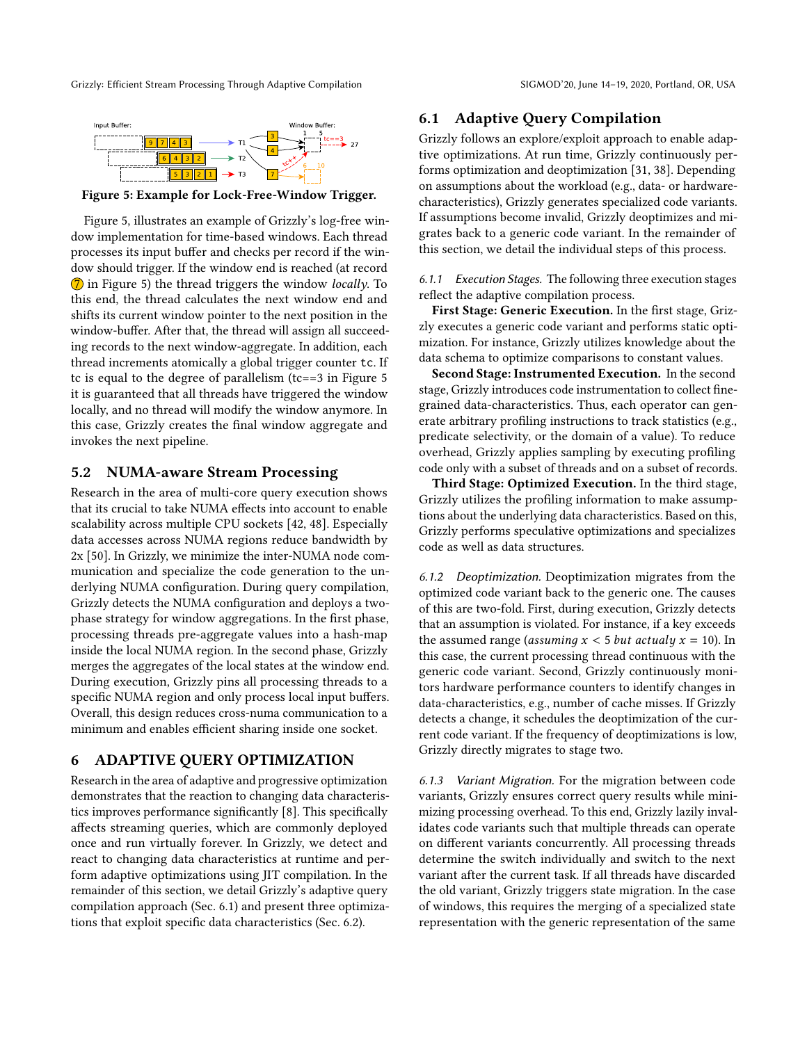Figure 5: Example for Lock-Free-Window Trigger.

Figure 5, illustrates an example of Grizzly's log-free window implementation for time-based windows. Each thread processes its input buffer and checks per record if the window should trigger. If the window end is reached (at record ⑦ in Figure 5) the thread triggers the window *locally*. To this end, the thread calculates the next window end and shifts its current window pointer to the next position in the window-buffer. After that, the thread will assign all succeeding records to the next window-aggregate. In addition, each thread increments atomically a global trigger counter `tc`. If tc is equal to the degree of parallelism (tc==3 in Figure 5 it is guaranteed that all threads have triggered the window locally, and no thread will modify the window anymore. In this case, Grizzly creates the final window aggregate and invokes the next pipeline.

## 5.2 NUMA-aware Stream Processing

Research in the area of multi-core query execution shows that its crucial to take NUMA effects into account to enable scalability across multiple CPU sockets [42, 48]. Especially data accesses across NUMA regions reduce bandwidth by 2x [50]. In Grizzly, we minimize the inter-NUMA node communication and specialize the code generation to the underlying NUMA configuration. During query compilation, Grizzly detects the NUMA configuration and deploys a two-phase strategy for window aggregations. In the first phase, processing threads pre-aggregate values into a hash-map inside the local NUMA region. In the second phase, Grizzly merges the aggregates of the local states at the window end. During execution, Grizzly pins all processing threads to a specific NUMA region and only process local input buffers. Overall, this design reduces cross-numa communication to a minimum and enables efficient sharing inside one socket.

# 6 ADAPTIVE QUERY OPTIMIZATION

Research in the area of adaptive and progressive optimization demonstrates that the reaction to changing data characteristics improves performance significantly [8]. This specifically affects streaming queries, which are commonly deployed once and run virtually forever. In Grizzly, we detect and react to changing data characteristics at runtime and perform adaptive optimizations using JIT compilation. In the remainder of this section, we detail Grizzly's adaptive query compilation approach (Sec. 6.1) and present three optimizations that exploit specific data characteristics (Sec. 6.2).

## 6.1 Adaptive Query Compilation

Grizzly follows an explore/exploit approach to enable adaptive optimizations. At run time, Grizzly continuously performs optimization and deoptimization [31, 38]. Depending on assumptions about the workload (e.g., data- or hardware-characteristics), Grizzly generates specialized code variants. If assumptions become invalid, Grizzly deoptimizes and migrates back to a generic code variant. In the remainder of this section, we detail the individual steps of this process.

### 6.1.1 *Execution Stages.*

The following three execution stages reflect the adaptive compilation process.

**First Stage: Generic Execution.** In the first stage, Grizzly executes a generic code variant and performs static optimization. For instance, Grizzly utilizes knowledge about the data schema to optimize comparisons to constant values.

**Second Stage: Instrumented Execution.** In the second stage, Grizzly introduces code instrumentation to collect fine-grained data-characteristics. Thus, each operator can generate arbitrary profiling instructions to track statistics (e.g., predicate selectivity, or the domain of a value). To reduce overhead, Grizzly applies sampling by executing profiling code only with a subset of threads and on a subset of records.

**Third Stage: Optimized Execution.** In the third stage, Grizzly utilizes the profiling information to make assumptions about the underlying data characteristics. Based on this, Grizzly performs speculative optimizations and specializes code as well as data structures.

### 6.1.2 *Deoptimization.*

Deoptimization migrates from the optimized code variant back to the generic one. The causes of this are two-fold. First, during execution, Grizzly detects that an assumption is violated. For instance, if a key exceeds the assumed range (*assuming* $x < 5$ *but actualy* $x = 10$). In this case, the current processing thread continuous with the generic code variant. Second, Grizzly continuously monitors hardware performance counters to identify changes in data-characteristics, e.g., number of cache misses. If Grizzly detects a change, it schedules the deoptimization of the current code variant. If the frequency of deoptimizations is low, Grizzly directly migrates to stage two.

### 6.1.3 *Variant Migration.*

For the migration between code variants, Grizzly ensures correct query results while minimizing processing overhead. To this end, Grizzly lazily invalidates code variants such that multiple threads can operate on different variants concurrently. All processing threads determine the switch individually and switch to the next variant after the current task. If all threads have discarded the old variant, Grizzly triggers state migration. In the case of windows, this requires the merging of a specialized state representation with the generic representation of the same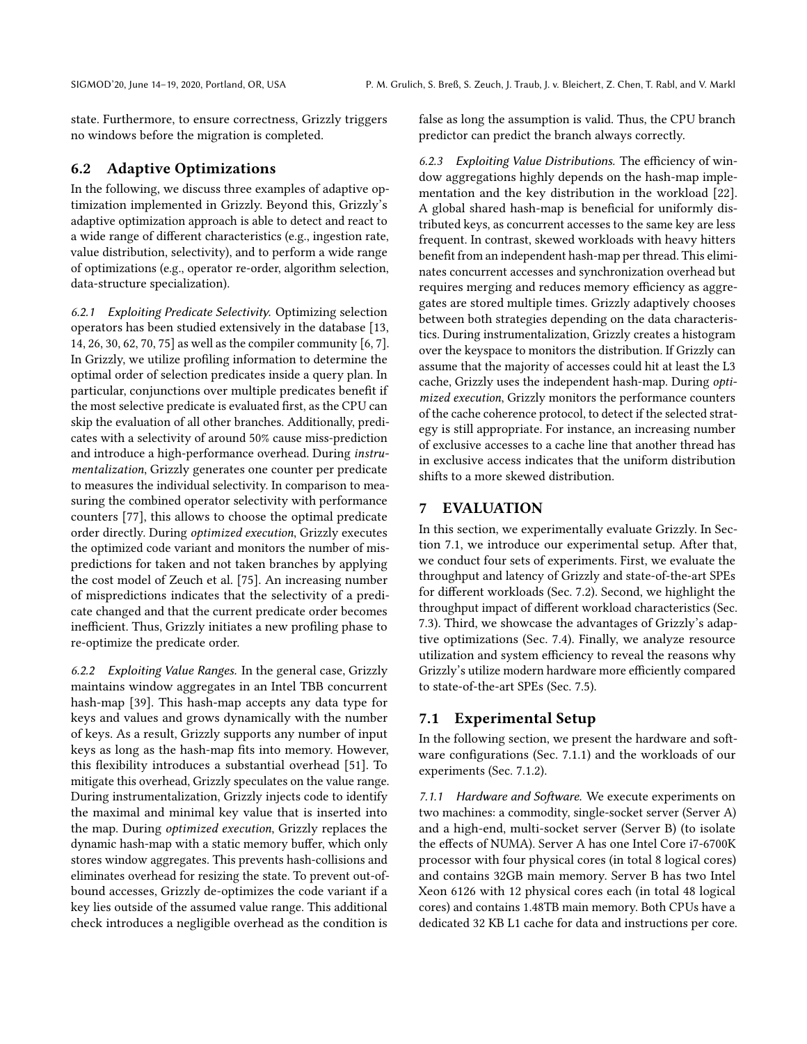state. Furthermore, to ensure correctness, Grizzly triggers no windows before the migration is completed.

## 6.2 Adaptive Optimizations

In the following, we discuss three examples of adaptive optimization implemented in Grizzly. Beyond this, Grizzly's adaptive optimization approach is able to detect and react to a wide range of different characteristics (e.g., ingestion rate, value distribution, selectivity), and to perform a wide range of optimizations (e.g., operator re-order, algorithm selection, data-structure specialization).

*6.2.1 Exploiting Predicate Selectivity.* Optimizing selection operators has been studied extensively in the database [13, 14, 26, 30, 62, 70, 75] as well as the compiler community [6, 7]. In Grizzly, we utilize profiling information to determine the optimal order of selection predicates inside a query plan. In particular, conjunctions over multiple predicates benefit if the most selective predicate is evaluated first, as the CPU can skip the evaluation of all other branches. Additionally, predicates with a selectivity of around 50% cause miss-prediction and introduce a high-performance overhead. During *instrumentalization*, Grizzly generates one counter per predicate to measures the individual selectivity. In comparison to measuring the combined operator selectivity with performance counters [77], this allows to choose the optimal predicate order directly. During *optimized execution*, Grizzly executes the optimized code variant and monitors the number of mispredictions for taken and not taken branches by applying the cost model of Zeuch et al. [75]. An increasing number of mispredictions indicates that the selectivity of a predicate changed and that the current predicate order becomes inefficient. Thus, Grizzly initiates a new profiling phase to re-optimize the predicate order.

*6.2.2 Exploiting Value Ranges.* In the general case, Grizzly maintains window aggregates in an Intel TBB concurrent hash-map [39]. This hash-map accepts any data type for keys and values and grows dynamically with the number of keys. As a result, Grizzly supports any number of input keys as long as the hash-map fits into memory. However, this flexibility introduces a substantial overhead [51]. To mitigate this overhead, Grizzly speculates on the value range. During instrumentalization, Grizzly injects code to identify the maximal and minimal key value that is inserted into the map. During *optimized execution*, Grizzly replaces the dynamic hash-map with a static memory buffer, which only stores window aggregates. This prevents hash-collisions and eliminates overhead for resizing the state. To prevent out-of-bound accesses, Grizzly de-optimizes the code variant if a key lies outside of the assumed value range. This additional check introduces a negligible overhead as the condition is false as long the assumption is valid. Thus, the CPU branch predictor can predict the branch always correctly.

*6.2.3 Exploiting Value Distributions.* The efficiency of window aggregations highly depends on the hash-map implementation and the key distribution in the workload [22]. A global shared hash-map is beneficial for uniformly distributed keys, as concurrent accesses to the same key are less frequent. In contrast, skewed workloads with heavy hitters benefit from an independent hash-map per thread. This eliminates concurrent accesses and synchronization overhead but requires merging and reduces memory efficiency as aggregates are stored multiple times. Grizzly adaptively chooses between both strategies depending on the data characteristics. During instrumentalization, Grizzly creates a histogram over the keyspace to monitors the distribution. If Grizzly can assume that the majority of accesses could hit at least the L3 cache, Grizzly uses the independent hash-map. During *optimized execution*, Grizzly monitors the performance counters of the cache coherence protocol, to detect if the selected strategy is still appropriate. For instance, an increasing number of exclusive accesses to a cache line that another thread has in exclusive access indicates that the uniform distribution shifts to a more skewed distribution.

# 7 EVALUATION

In this section, we experimentally evaluate Grizzly. In Section 7.1, we introduce our experimental setup. After that, we conduct four sets of experiments. First, we evaluate the throughput and latency of Grizzly and state-of-the-art SPEs for different workloads (Sec. 7.2). Second, we highlight the throughput impact of different workload characteristics (Sec. 7.3). Third, we showcase the advantages of Grizzly's adaptive optimizations (Sec. 7.4). Finally, we analyze resource utilization and system efficiency to reveal the reasons why Grizzly's utilize modern hardware more efficiently compared to state-of-the-art SPEs (Sec. 7.5).

## 7.1 Experimental Setup

In the following section, we present the hardware and software configurations (Sec. 7.1.1) and the workloads of our experiments (Sec. 7.1.2).

*7.1.1 Hardware and Software.* We execute experiments on two machines: a commodity, single-socket server (Server A) and a high-end, multi-socket server (Server B) (to isolate the effects of NUMA). Server A has one Intel Core i7-6700K processor with four physical cores (in total 8 logical cores) and contains 32GB main memory. Server B has two Intel Xeon 6126 with 12 physical cores each (in total 48 logical cores) and contains 1.48TB main memory. Both CPUs have a dedicated 32 KB L1 cache for data and instructions per core.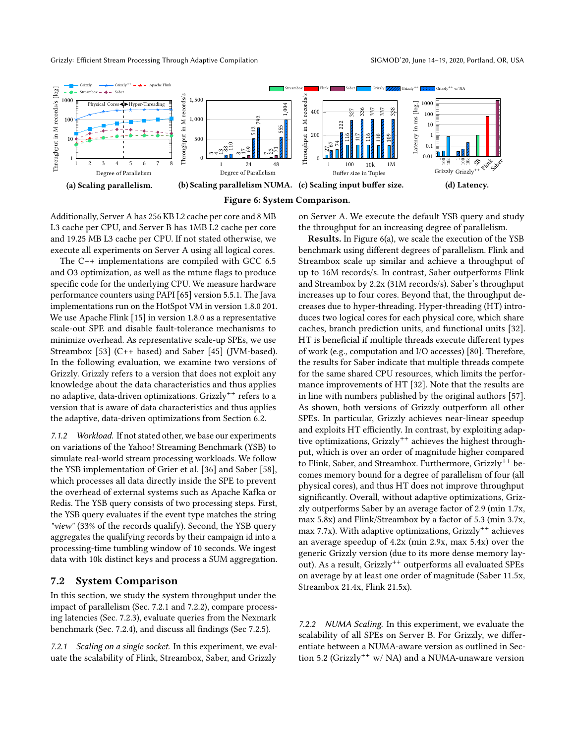**(a) Scaling parallelism.** **(b) Scaling parallelism NUMA.** **(c) Scaling input buffer size.** **(d) Latency.**

**Figure 6: System Comparison.**

Additionally, Server A has 256 KB L2 cache per core and 8 MB L3 cache per CPU, and Server B has 1MB L2 cache per core and 19.25 MB L3 cache per CPU. If not stated otherwise, we execute all experiments on Server A using all logical cores.

The C++ implementations are compiled with GCC 6.5 and O3 optimization, as well as the mtune flags to produce specific code for the underlying CPU. We measure hardware performance counters using PAPI [65] version 5.5.1. The Java implementations run on the HotSpot VM in version 1.8.0 201. We use Apache Flink [15] in version 1.8.0 as a representative scale-out SPE and disable fault-tolerance mechanisms to minimize overhead. As representative scale-up SPEs, we use Streambox [53] (C++ based) and Saber [45] (JVM-based). In the following evaluation, we examine two versions of Grizzly. Grizzly refers to a version that does not exploit any knowledge about the data characteristics and thus applies no adaptive, data-driven optimizations. Grizzly$^{++}$ refers to a version that is aware of data characteristics and thus applies the adaptive, data-driven optimizations from Section 6.2.

*7.1.2 Workload.* If not stated other, we base our experiments on variations of the Yahoo! Streaming Benchmark (YSB) to simulate real-world stream processing workloads. We follow the YSB implementation of Grier et al. [36] and Saber [58], which processes all data directly inside the SPE to prevent the overhead of external systems such as Apache Kafka or Redis. The YSB query consists of two processing steps. First, the YSB query evaluates if the event type matches the string *"view"* (33% of the records qualify). Second, the YSB query aggregates the qualifying records by their campaign id into a processing-time tumbling window of 10 seconds. We ingest data with 10k distinct keys and process a SUM aggregation.

## 7.2 System Comparison

In this section, we study the system throughput under the impact of parallelism (Sec. 7.2.1 and 7.2.2), compare processing latencies (Sec. 7.2.3), evaluate queries from the Nexmark benchmark (Sec. 7.2.4), and discuss all findings (Sec 7.2.5).

*7.2.1 Scaling on a single socket.* In this experiment, we evaluate the scalability of Flink, Streambox, Saber, and Grizzly on Server A. We execute the default YSB query and study the throughput for an increasing degree of parallelism.

**Results.** In Figure 6(a), we scale the execution of the YSB benchmark using different degrees of parallelism. Flink and Streambox scale up similar and achieve a throughput of up to 16M records/s. In contrast, Saber outperforms Flink and Streambox by 2.2x (31M records/s). Saber's throughput increases up to four cores. Beyond that, the throughput decreases due to hyper-threading. Hyper-threading (HT) introduces two logical cores for each physical core, which share caches, branch prediction units, and functional units [32]. HT is beneficial if multiple threads execute different types of work (e.g., computation and I/O accesses) [80]. Therefore, the results for Saber indicate that multiple threads compete for the same shared CPU resources, which limits the performance improvements of HT [32]. Note that the results are in line with numbers published by the original authors [57]. As shown, both versions of Grizzly outperform all other SPEs. In particular, Grizzly achieves near-linear speedup and exploits HT efficiently. In contrast, by exploiting adaptive optimizations, Grizzly$^{++}$ achieves the highest throughput, which is over an order of magnitude higher compared to Flink, Saber, and Streambox. Furthermore, Grizzly$^{++}$ becomes memory bound for a degree of parallelism of four (all physical cores), and thus HT does not improve throughput significantly. Overall, without adaptive optimizations, Grizzly outperforms Saber by an average factor of 2.9 (min 1.7x, max 5.8x) and Flink/Streambox by a factor of 5.3 (min 3.7x, max 7.7x). With adaptive optimizations, Grizzly$^{++}$ achieves an average speedup of 4.2x (min 2.9x, max 5.4x) over the generic Grizzly version (due to its more dense memory layout). As a result, Grizzly$^{++}$ outperforms all evaluated SPEs on average by at least one order of magnitude (Saber 11.5x, Streambox 21.4x, Flink 21.5x).

*7.2.2 NUMA Scaling.* In this experiment, we evaluate the scalability of all SPEs on Server B. For Grizzly, we differentiate between a NUMA-aware version as outlined in Section 5.2 (Grizzly$^{++}$ w/ NA) and a NUMA-unaware version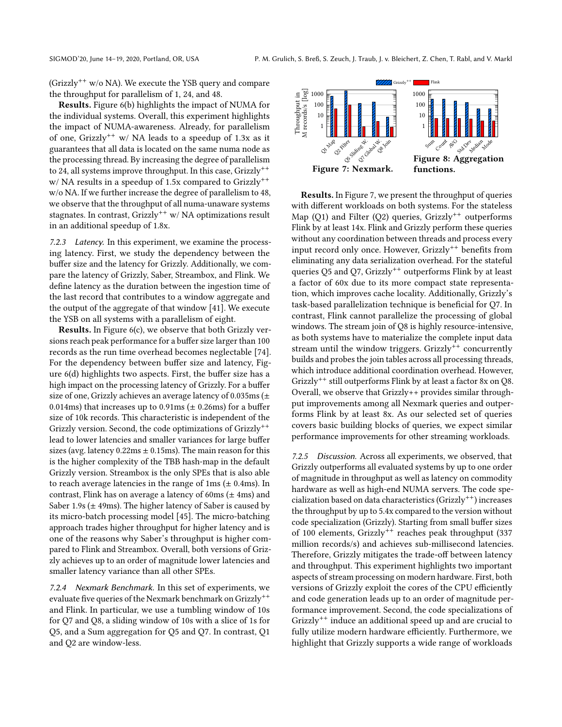(Grizzly$^{++}$ w/o NA). We execute the YSB query and compare the throughput for parallelism of 1, 24, and 48.

**Results.** Figure 6(b) highlights the impact of NUMA for the individual systems. Overall, this experiment highlights the impact of NUMA-awareness. Already, for parallelism of one, Grizzly$^{++}$ w/ NA leads to a speedup of 1.3x as it guarantees that all data is located on the same numa node as the processing thread. By increasing the degree of parallelism to 24, all systems improve throughput. In this case, Grizzly$^{++}$ w/ NA results in a speedup of 1.5x compared to Grizzly$^{++}$ w/o NA. If we further increase the degree of parallelism to 48, we observe that the throughput of all numa-unaware systems stagnates. In contrast, Grizzly$^{++}$ w/ NA optimizations result in an additional speedup of 1.8x.

*7.2.3 Latency.* In this experiment, we examine the processing latency. First, we study the dependency between the buffer size and the latency for Grizzly. Additionally, we compare the latency of Grizzly, Saber, Streambox, and Flink. We define latency as the duration between the ingestion time of the last record that contributes to a window aggregate and the output of the aggregate of that window [41]. We execute the YSB on all systems with a parallelism of eight.

**Results.** In Figure 6(c), we observe that both Grizzly versions reach peak performance for a buffer size larger than 100 records as the run time overhead becomes neglectable [74]. For the dependency between buffer size and latency, Figure 6(d) highlights two aspects. First, the buffer size has a high impact on the processing latency of Grizzly. For a buffer size of one, Grizzly achieves an average latency of 0.035ms (± 0.014ms) that increases up to 0.91ms (± 0.26ms) for a buffer size of 10k records. This characteristic is independent of the Grizzly version. Second, the code optimizations of Grizzly$^{++}$ lead to lower latencies and smaller variances for large buffer sizes (avg. latency 0.22ms ± 0.15ms). The main reason for this is the higher complexity of the TBB hash-map in the default Grizzly version. Streambox is the only SPEs that is also able to reach average latencies in the range of 1ms (± 0.4ms). In contrast, Flink has on average a latency of 60ms (± 4ms) and Saber 1.9s (± 49ms). The higher latency of Saber is caused by its micro-batch processing model [45]. The micro-batching approach trades higher throughput for higher latency and is one of the reasons why Saber's throughput is higher compared to Flink and Streambox. Overall, both versions of Grizzly achieves up to an order of magnitude lower latencies and smaller latency variance than all other SPEs.

*7.2.4 Nexmark Benchmark.* In this set of experiments, we evaluate five queries of the Nexmark benchmark on Grizzly$^{++}$ and Flink. In particular, we use a tumbling window of 10s for Q7 and Q8, a sliding window of 10s with a slice of 1s for Q5, and a Sum aggregation for Q5 and Q7. In contrast, Q1 and Q2 are window-less.

**Figure 7: Nexmark.**

**Figure 8: Aggregation functions.**

**Results.** In Figure 7, we present the throughput of queries with different workloads on both systems. For the stateless Map (Q1) and Filter (Q2) queries, Grizzly$^{++}$ outperforms Flink by at least 14x. Flink and Grizzly perform these queries without any coordination between threads and process every input record only once. However, Grizzly$^{++}$ benefits from eliminating any data serialization overhead. For the stateful queries Q5 and Q7, Grizzly$^{++}$ outperforms Flink by at least a factor of 60x due to its more compact state representation, which improves cache locality. Additionally, Grizzly's task-based parallelization technique is beneficial for Q7. In contrast, Flink cannot parallelize the processing of global windows. The stream join of Q8 is highly resource-intensive, as both systems have to materialize the complete input data stream until the window triggers. Grizzly$^{++}$ concurrently builds and probes the join tables across all processing threads, which introduce additional coordination overhead. However, Grizzly$^{++}$ still outperforms Flink by at least a factor 8x on Q8. Overall, we observe that Grizzly++ provides similar throughput improvements among all Nexmark queries and outperforms Flink by at least 8x. As our selected set of queries covers basic building blocks of queries, we expect similar performance improvements for other streaming workloads.

*7.2.5 Discussion.* Across all experiments, we observed, that Grizzly outperforms all evaluated systems by up to one order of magnitude in throughput as well as latency on commodity hardware as well as high-end NUMA servers. The code specialization based on data characteristics (Grizzly$^{++}$) increases the throughput by up to 5.4x compared to the version without code specialization (Grizzly). Starting from small buffer sizes of 100 elements, Grizzly$^{++}$ reaches peak throughput (337 million records/s) and achieves sub-millisecond latencies. Therefore, Grizzly mitigates the trade-off between latency and throughput. This experiment highlights two important aspects of stream processing on modern hardware. First, both versions of Grizzly exploit the cores of the CPU efficiently and code generation leads up to an order of magnitude performance improvement. Second, the code specializations of Grizzly$^{++}$ induce an additional speed up and are crucial to fully utilize modern hardware efficiently. Furthermore, we highlight that Grizzly supports a wide range of workloads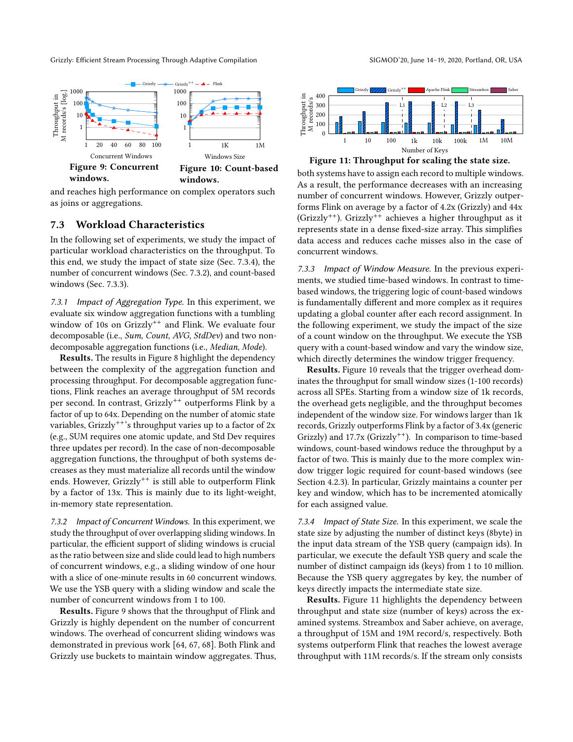Figure 9: Concurrent windows.

Figure 10: Count-based windows.

and reaches high performance on complex operators such as joins or aggregations.

## 7.3 Workload Characteristics

In the following set of experiments, we study the impact of particular workload characteristics on the throughput. To this end, we study the impact of state size (Sec. 7.3.4), the number of concurrent windows (Sec. 7.3.2), and count-based windows (Sec. 7.3.3).

*7.3.1 Impact of Aggregation Type.* In this experiment, we evaluate six window aggregation functions with a tumbling window of 10s on Grizzly$^{++}$ and Flink. We evaluate four decomposable (i.e., *Sum*, *Count*, *AVG*, *StdDev*) and two non-decomposable aggregation functions (i.e., *Median*, *Mode*).

**Results.** The results in Figure 8 highlight the dependency between the complexity of the aggregation function and processing throughput. For decomposable aggregation functions, Flink reaches an average throughput of 5M records per second. In contrast, Grizzly$^{++}$ outperforms Flink by a factor of up to 64x. Depending on the number of atomic state variables, Grizzly$^{++}$'s throughput varies up to a factor of 2x (e.g., SUM requires one atomic update, and Std Dev requires three updates per record). In the case of non-decomposable aggregation functions, the throughput of both systems decreases as they must materialize all records until the window ends. However, Grizzly$^{++}$ is still able to outperform Flink by a factor of 13x. This is mainly due to its light-weight, in-memory state representation.

*7.3.2 Impact of Concurrent Windows.* In this experiment, we study the throughput of over overlapping sliding windows. In particular, the efficient support of sliding windows is crucial as the ratio between size and slide could lead to high numbers of concurrent windows, e.g., a sliding window of one hour with a slice of one-minute results in 60 concurrent windows. We use the YSB query with a sliding window and scale the number of concurrent windows from 1 to 100.

**Results.** Figure 9 shows that the throughput of Flink and Grizzly is highly dependent on the number of concurrent windows. The overhead of concurrent sliding windows was demonstrated in previous work [64, 67, 68]. Both Flink and Grizzly use buckets to maintain window aggregates. Thus, both systems have to assign each record to multiple windows. As a result, the performance decreases with an increasing number of concurrent windows. However, Grizzly outperforms Flink on average by a factor of 4.2x (Grizzly) and 44x (Grizzly$^{++}$). Grizzly$^{++}$ achieves a higher throughput as it represents state in a dense fixed-size array. This simplifies data access and reduces cache misses also in the case of concurrent windows.

Figure 11: Throughput for scaling the state size.

*7.3.3 Impact of Window Measure.* In the previous experiments, we studied time-based windows. In contrast to time-based windows, the triggering logic of count-based windows is fundamentally different and more complex as it requires updating a global counter after each record assignment. In the following experiment, we study the impact of the size of a count window on the throughput. We execute the YSB query with a count-based window and vary the window size, which directly determines the window trigger frequency.

**Results.** Figure 10 reveals that the trigger overhead dominates the throughput for small window sizes (1-100 records) across all SPEs. Starting from a window size of 1k records, the overhead gets negligible, and the throughput becomes independent of the window size. For windows larger than 1k records, Grizzly outperforms Flink by a factor of 3.4x (generic Grizzly) and 17.7x (Grizzly$^{++}$). In comparison to time-based windows, count-based windows reduce the throughput by a factor of two. This is mainly due to the more complex window trigger logic required for count-based windows (see Section 4.2.3). In particular, Grizzly maintains a counter per key and window, which has to be incremented atomically for each assigned value.

*7.3.4 Impact of State Size.* In this experiment, we scale the state size by adjusting the number of distinct keys (8byte) in the input data stream of the YSB query (campaign ids). In particular, we execute the default YSB query and scale the number of distinct campaign ids (keys) from 1 to 10 million. Because the YSB query aggregates by key, the number of keys directly impacts the intermediate state size.

**Results.** Figure 11 highlights the dependency between throughput and state size (number of keys) across the examined systems. Streambox and Saber achieve, on average, a throughput of 15M and 19M record/s, respectively. Both systems outperform Flink that reaches the lowest average throughput with 11M records/s. If the stream only consists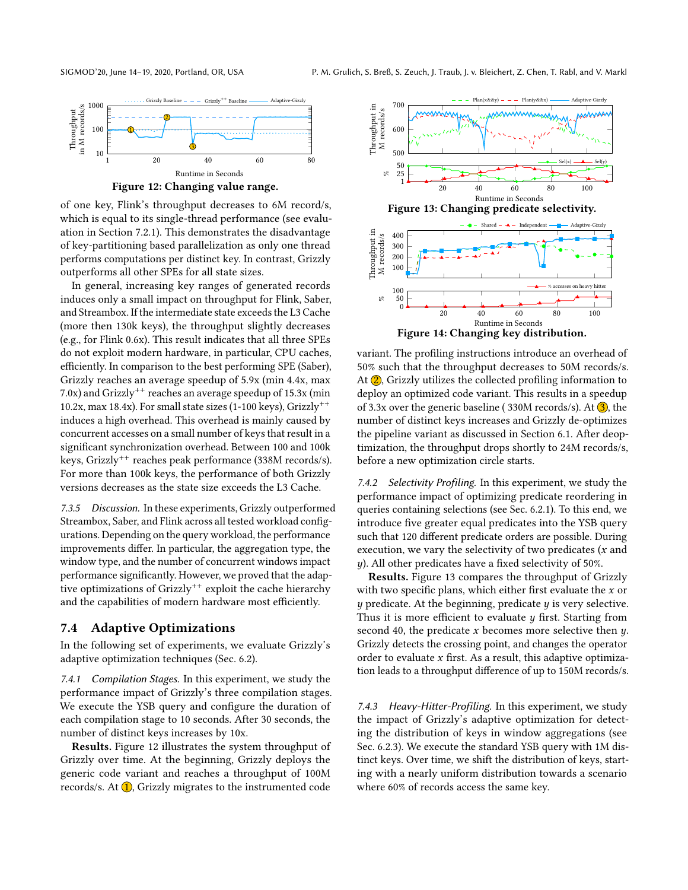Figure 12: Changing value range.

of one key, Flink's throughput decreases to 6M record/s, which is equal to its single-thread performance (see evaluation in Section 7.2.1). This demonstrates the disadvantage of key-partitioning based parallelization as only one thread performs computations per distinct key. In contrast, Grizzly outperforms all other SPEs for all state sizes.

In general, increasing key ranges of generated records induces only a small impact on throughput for Flink, Saber, and Streambox. If the intermediate state exceeds the L3 Cache (more then 130k keys), the throughput slightly decreases (e.g., for Flink 0.6x). This result indicates that all three SPEs do not exploit modern hardware, in particular, CPU caches, efficiently. In comparison to the best performing SPE (Saber), Grizzly reaches an average speedup of 5.9x (min 4.4x, max 7.0x) and Grizzly$^{++}$ reaches an average speedup of 15.3x (min 10.2x, max 18.4x). For small state sizes (1-100 keys), Grizzly$^{++}$ induces a high overhead. This overhead is mainly caused by concurrent accesses on a small number of keys that result in a significant synchronization overhead. Between 100 and 100k keys, Grizzly$^{++}$ reaches peak performance (338M records/s). For more than 100k keys, the performance of both Grizzly versions decreases as the state size exceeds the L3 Cache.

*7.3.5 Discussion.* In these experiments, Grizzly outperformed Streambox, Saber, and Flink across all tested workload configurations. Depending on the query workload, the performance improvements differ. In particular, the aggregation type, the window type, and the number of concurrent windows impact performance significantly. However, we proved that the adaptive optimizations of Grizzly$^{++}$ exploit the cache hierarchy and the capabilities of modern hardware most efficiently.

## 7.4 Adaptive Optimizations

In the following set of experiments, we evaluate Grizzly's adaptive optimization techniques (Sec. 6.2).

*7.4.1 Compilation Stages.* In this experiment, we study the performance impact of Grizzly's three compilation stages. We execute the YSB query and configure the duration of each compilation stage to 10 seconds. After 30 seconds, the number of distinct keys increases by 10x.

**Results.** Figure 12 illustrates the system throughput of Grizzly over time. At the beginning, Grizzly deploys the generic code variant and reaches a throughput of 100M records/s. At (1), Grizzly migrates to the instrumented code variant. The profiling instructions introduce an overhead of 50% such that the throughput decreases to 50M records/s. At (2), Grizzly utilizes the collected profiling information to deploy an optimized code variant. This results in a speedup of 3.3x over the generic baseline ( 330M records/s). At (3), the number of distinct keys increases and Grizzly de-optimizes the pipeline variant as discussed in Section 6.1. After deoptimization, the throughput drops shortly to 24M records/s, before a new optimization circle starts.

Figure 13: Changing predicate selectivity.

Figure 14: Changing key distribution.

*7.4.2 Selectivity Profiling.* In this experiment, we study the performance impact of optimizing predicate reordering in queries containing selections (see Sec. 6.2.1). To this end, we introduce five greater equal predicates into the YSB query such that 120 different predicate orders are possible. During execution, we vary the selectivity of two predicates ($x$ and $y$). All other predicates have a fixed selectivity of 50%.

**Results.** Figure 13 compares the throughput of Grizzly with two specific plans, which either first evaluate the $x$ or $y$ predicate. At the beginning, predicate $y$ is very selective. Thus it is more efficient to evaluate $y$ first. Starting from second 40, the predicate $x$ becomes more selective then $y$. Grizzly detects the crossing point, and changes the operator order to evaluate $x$ first. As a result, this adaptive optimization leads to a throughput difference of up to 150M records/s.

*7.4.3 Heavy-Hitter-Profiling.* In this experiment, we study the impact of Grizzly's adaptive optimization for detecting the distribution of keys in window aggregations (see Sec. 6.2.3). We execute the standard YSB query with 1M distinct keys. Over time, we shift the distribution of keys, starting with a nearly uniform distribution towards a scenario where 60% of records access the same key.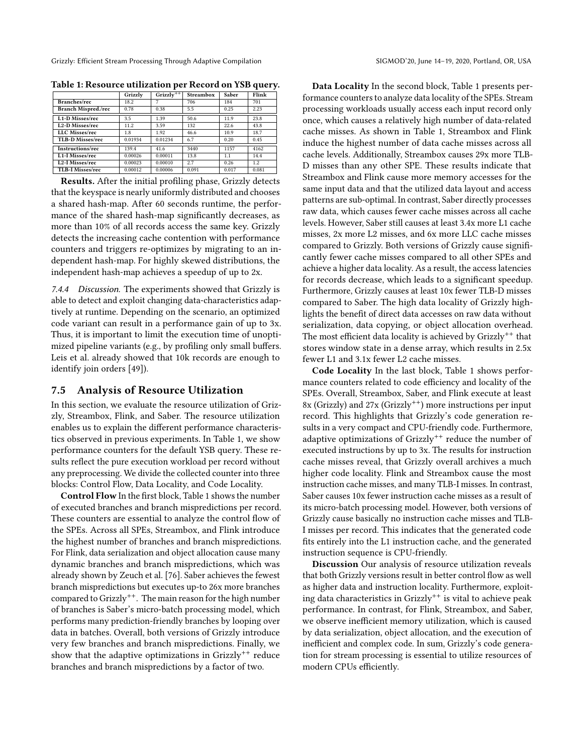**Table 1: Resource utilization per Record on YSB query.**

| | Grizzly | Grizzly$^{++}$ | Streambox | Saber | Flink |
|---|---|---|---|---|---|
| **Branches/rec** | 18.2 | 7 | 706 | 184 | 701 |
| **Branch Mispred./rec** | 0.78 | 0.38 | 5.5 | 0.25 | 2.23 |
| **L1-D Misses/rec** | 3.5 | 1.39 | 50.6 | 11.9 | 23.8 |
| **L2-D Misses/rec** | 11.2 | 3.59 | 132 | 22.6 | 43.8 |
| **LLC Misses/rec** | 1.8 | 1.92 | 46.6 | 10.9 | 18.7 |
| **TLB-D Misses/rec** | 0.01934 | 0.01234 | 6.7 | 0.20 | 0.45 |
| **Instructions/rec** | 139.4 | 41.6 | 3440 | 1157 | 4162 |
| **L1-I Misses/rec** | 0.00026 | 0.00011 | 13.8 | 1.1 | 14.4 |
| **L2-I Misses/rec** | 0.00023 | 0.00010 | 2.7 | 0.26 | 1.2 |
| **TLB-I Misses/rec** | 0.00012 | 0.00006 | 0.091 | 0.017 | 0.081 |

**Results.** After the initial profiling phase, Grizzly detects that the keyspace is nearly uniformly distributed and chooses a shared hash-map. After 60 seconds runtime, the performance of the shared hash-map significantly decreases, as more than 10% of all records access the same key. Grizzly detects the increasing cache contention with performance counters and triggers re-optimizes by migrating to an independent hash-map. For highly skewed distributions, the independent hash-map achieves a speedup of up to 2x.

*7.4.4 Discussion.* The experiments showed that Grizzly is able to detect and exploit changing data-characteristics adaptively at runtime. Depending on the scenario, an optimized code variant can result in a performance gain of up to 3x. Thus, it is important to limit the execution time of unoptimized pipeline variants (e.g., by profiling only small buffers. Leis et al. already showed that 10k records are enough to identify join orders [49]).

## 7.5 Analysis of Resource Utilization

In this section, we evaluate the resource utilization of Grizzly, Streambox, Flink, and Saber. The resource utilization enables us to explain the different performance characteristics observed in previous experiments. In Table 1, we show performance counters for the default YSB query. These results reflect the pure execution workload per record without any preprocessing. We divide the collected counter into three blocks: Control Flow, Data Locality, and Code Locality.

**Control Flow** In the first block, Table 1 shows the number of executed branches and branch mispredictions per record. These counters are essential to analyze the control flow of the SPEs. Across all SPEs, Streambox, and Flink introduce the highest number of branches and branch mispredictions. For Flink, data serialization and object allocation cause many dynamic branches and branch mispredictions, which was already shown by Zeuch et al. [76]. Saber achieves the fewest branch mispredictions but executes up-to 26x more branches compared to Grizzly$^{++}$. The main reason for the high number of branches is Saber's micro-batch processing model, which performs many prediction-friendly branches by looping over data in batches. Overall, both versions of Grizzly introduce very few branches and branch mispredictions. Finally, we show that the adaptive optimizations in Grizzly$^{++}$ reduce branches and branch mispredictions by a factor of two.

**Data Locality** In the second block, Table 1 presents performance counters to analyze data locality of the SPEs. Stream processing workloads usually access each input record only once, which causes a relatively high number of data-related cache misses. As shown in Table 1, Streambox and Flink induce the highest number of data cache misses across all cache levels. Additionally, Streambox causes 29x more TLB-D misses than any other SPE. These results indicate that Streambox and Flink cause more memory accesses for the same input data and that the utilized data layout and access patterns are sub-optimal. In contrast, Saber directly processes raw data, which causes fewer cache misses across all cache levels. However, Saber still causes at least 3.4x more L1 cache misses, 2x more L2 misses, and 6x more LLC cache misses compared to Grizzly. Both versions of Grizzly cause significantly fewer cache misses compared to all other SPEs and achieve a higher data locality. As a result, the access latencies for records decrease, which leads to a significant speedup. Furthermore, Grizzly causes at least 10x fewer TLB-D misses compared to Saber. The high data locality of Grizzly highlights the benefit of direct data accesses on raw data without serialization, data copying, or object allocation overhead. The most efficient data locality is achieved by Grizzly$^{++}$ that stores window state in a dense array, which results in 2.5x fewer L1 and 3.1x fewer L2 cache misses.

**Code Locality** In the last block, Table 1 shows performance counters related to code efficiency and locality of the SPEs. Overall, Streambox, Saber, and Flink execute at least 8x (Grizzly) and 27x (Grizzly$^{++}$) more instructions per input record. This highlights that Grizzly's code generation results in a very compact and CPU-friendly code. Furthermore, adaptive optimizations of Grizzly$^{++}$ reduce the number of executed instructions by up to 3x. The results for instruction cache misses reveal, that Grizzly overall archives a much higher code locality. Flink and Streambox cause the most instruction cache misses, and many TLB-I misses. In contrast, Saber causes 10x fewer instruction cache misses as a result of its micro-batch processing model. However, both versions of Grizzly cause basically no instruction cache misses and TLB-I misses per record. This indicates that the generated code fits entirely into the L1 instruction cache, and the generated instruction sequence is CPU-friendly.

**Discussion** Our analysis of resource utilization reveals that both Grizzly versions result in better control flow as well as higher data and instruction locality. Furthermore, exploiting data characteristics in Grizzly$^{++}$ is vital to achieve peak performance. In contrast, for Flink, Streambox, and Saber, we observe inefficient memory utilization, which is caused by data serialization, object allocation, and the execution of inefficient and complex code. In sum, Grizzly's code generation for stream processing is essential to utilize resources of modern CPUs efficiently.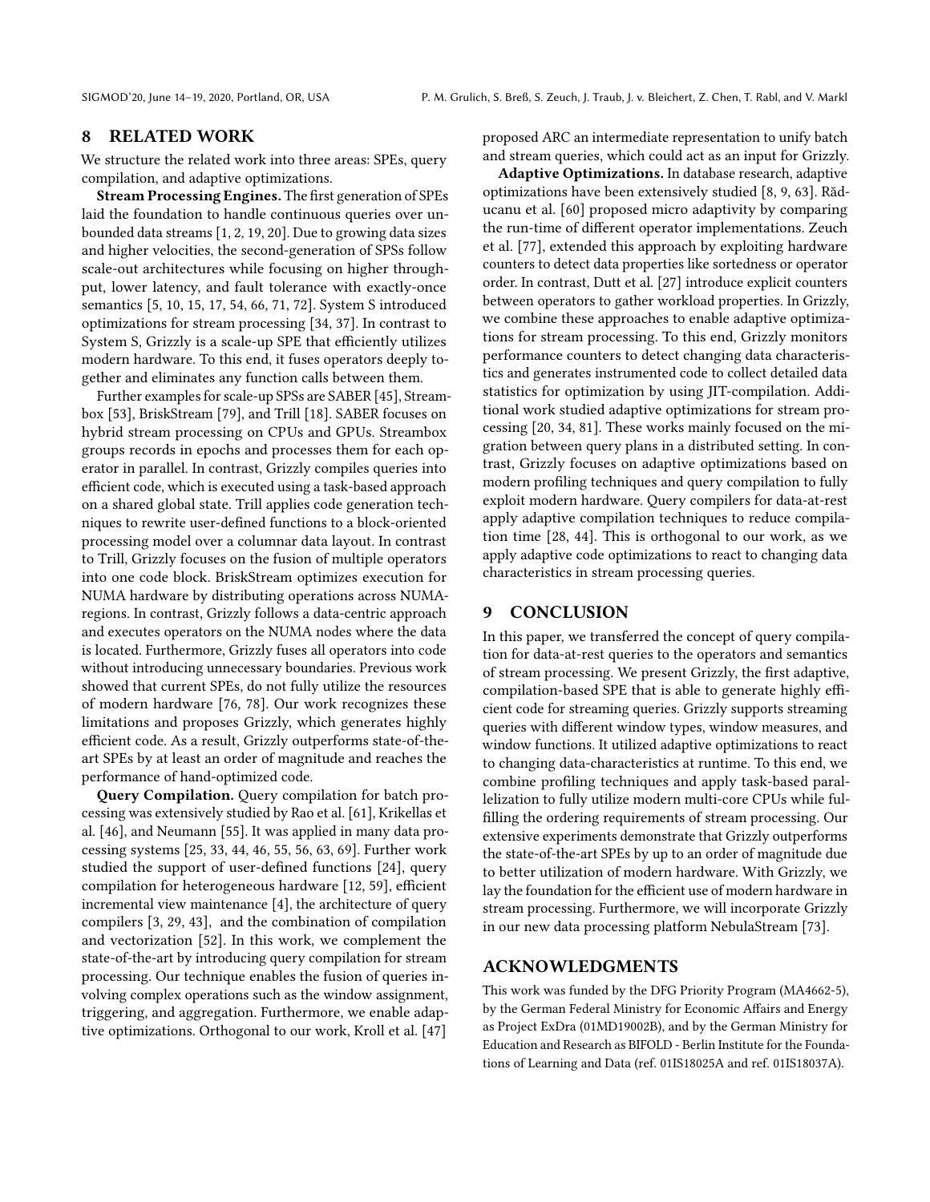## 8 RELATED WORK

We structure the related work into three areas: SPEs, query compilation, and adaptive optimizations.

**Stream Processing Engines.** The first generation of SPEs laid the foundation to handle continuous queries over unbounded data streams [1, 2, 19, 20]. Due to growing data sizes and higher velocities, the second-generation of SPSs follow scale-out architectures while focusing on higher throughput, lower latency, and fault tolerance with exactly-once semantics [5, 10, 15, 17, 54, 66, 71, 72]. System S introduced optimizations for stream processing [34, 37]. In contrast to System S, Grizzly is a scale-up SPE that efficiently utilizes modern hardware. To this end, it fuses operators deeply together and eliminates any function calls between them.

Further examples for scale-up SPSs are SABER [45], Streambox [53], BriskStream [79], and Trill [18]. SABER focuses on hybrid stream processing on CPUs and GPUs. Streambox groups records in epochs and processes them for each operator in parallel. In contrast, Grizzly compiles queries into efficient code, which is executed using a task-based approach on a shared global state. Trill applies code generation techniques to rewrite user-defined functions to a block-oriented processing model over a columnar data layout. In contrast to Trill, Grizzly focuses on the fusion of multiple operators into one code block. BriskStream optimizes execution for NUMA hardware by distributing operations across NUMA-regions. In contrast, Grizzly follows a data-centric approach and executes operators on the NUMA nodes where the data is located. Furthermore, Grizzly fuses all operators into code without introducing unnecessary boundaries. Previous work showed that current SPEs, do not fully utilize the resources of modern hardware [76, 78]. Our work recognizes these limitations and proposes Grizzly, which generates highly efficient code. As a result, Grizzly outperforms state-of-the-art SPEs by at least an order of magnitude and reaches the performance of hand-optimized code.

**Query Compilation.** Query compilation for batch processing was extensively studied by Rao et al. [61], Krikellas et al. [46], and Neumann [55]. It was applied in many data processing systems [25, 33, 44, 46, 55, 56, 63, 69]. Further work studied the support of user-defined functions [24], query compilation for heterogeneous hardware [12, 59], efficient incremental view maintenance [4], the architecture of query compilers [3, 29, 43], and the combination of compilation and vectorization [52]. In this work, we complement the state-of-the-art by introducing query compilation for stream processing. Our technique enables the fusion of queries involving complex operations such as the window assignment, triggering, and aggregation. Furthermore, we enable adaptive optimizations. Orthogonal to our work, Kroll et al. [47] proposed ARC an intermediate representation to unify batch and stream queries, which could act as an input for Grizzly.

**Adaptive Optimizations.** In database research, adaptive optimizations have been extensively studied [8, 9, 63]. Răducanu et al. [60] proposed micro adaptivity by comparing the run-time of different operator implementations. Zeuch et al. [77], extended this approach by exploiting hardware counters to detect data properties like sortedness or operator order. In contrast, Dutt et al. [27] introduce explicit counters between operators to gather workload properties. In Grizzly, we combine these approaches to enable adaptive optimizations for stream processing. To this end, Grizzly monitors performance counters to detect changing data characteristics and generates instrumented code to collect detailed data statistics for optimization by using JIT-compilation. Additional work studied adaptive optimizations for stream processing [20, 34, 81]. These works mainly focused on the migration between query plans in a distributed setting. In contrast, Grizzly focuses on adaptive optimizations based on modern profiling techniques and query compilation to fully exploit modern hardware. Query compilers for data-at-rest apply adaptive compilation techniques to reduce compilation time [28, 44]. This is orthogonal to our work, as we apply adaptive code optimizations to react to changing data characteristics in stream processing queries.

## 9 CONCLUSION

In this paper, we transferred the concept of query compilation for data-at-rest queries to the operators and semantics of stream processing. We present Grizzly, the first adaptive, compilation-based SPE that is able to generate highly efficient code for streaming queries. Grizzly supports streaming queries with different window types, window measures, and window functions. It utilized adaptive optimizations to react to changing data-characteristics at runtime. To this end, we combine profiling techniques and apply task-based parallelization to fully utilize modern multi-core CPUs while fulfilling the ordering requirements of stream processing. Our extensive experiments demonstrate that Grizzly outperforms the state-of-the-art SPEs by up to an order of magnitude due to better utilization of modern hardware. With Grizzly, we lay the foundation for the efficient use of modern hardware in stream processing. Furthermore, we will incorporate Grizzly in our new data processing platform NebulaStream [73].

## ACKNOWLEDGMENTS

This work was funded by the DFG Priority Program (MA4662-5), by the German Federal Ministry for Economic Affairs and Energy as Project ExDra (01MD19002B), and by the German Ministry for Education and Research as BIFOLD - Berlin Institute for the Foundations of Learning and Data (ref. 01IS18025A and ref. 01IS18037A).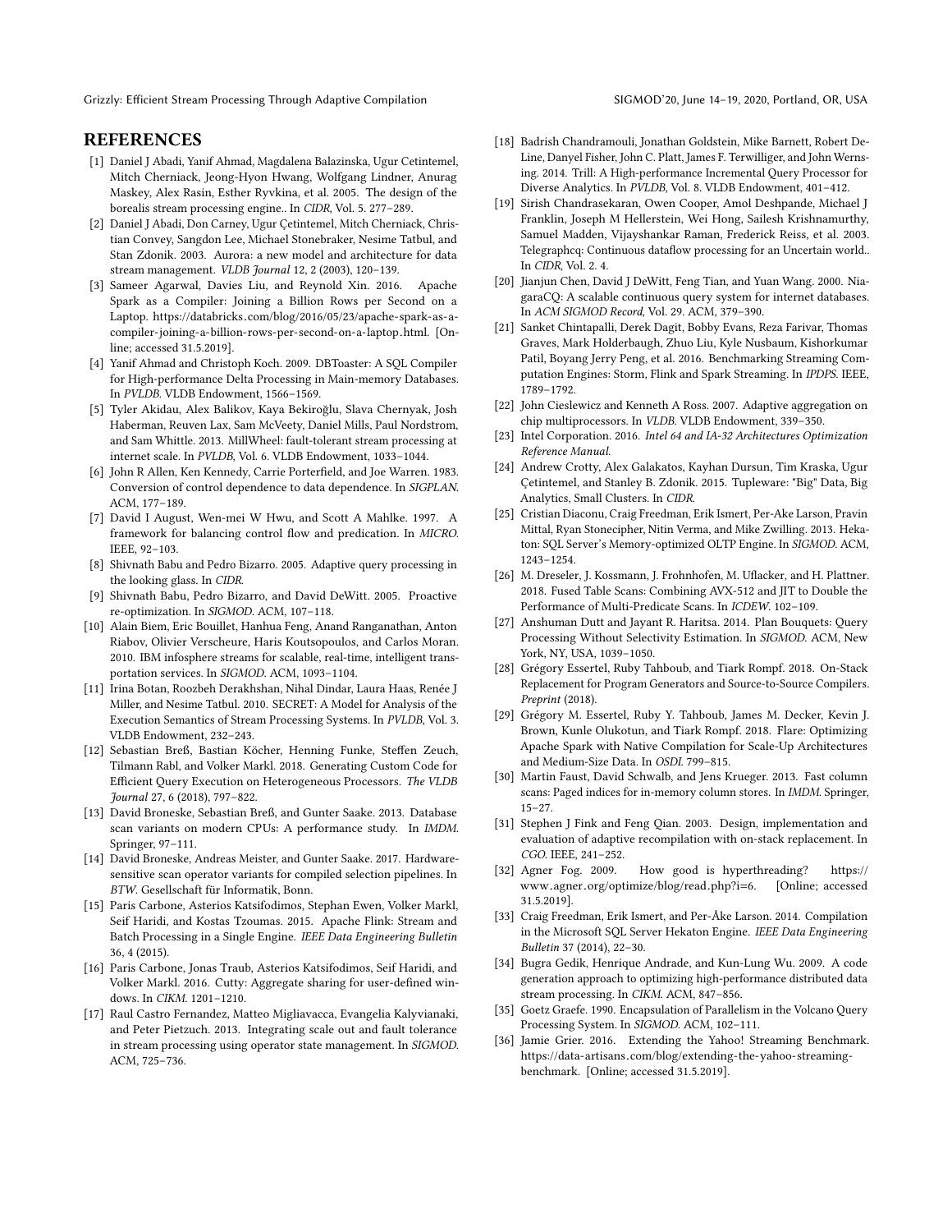## REFERENCES

[1] Daniel J Abadi, Yanif Ahmad, Magdalena Balazinska, Ugur Cetintemel, Mitch Cherniack, Jeong-Hyon Hwang, Wolfgang Lindner, Anurag Maskey, Alex Rasin, Esther Ryvkina, et al. 2005. The design of the borealis stream processing engine.. In *CIDR*, Vol. 5. 277–289.

[2] Daniel J Abadi, Don Carney, Ugur Çetintemel, Mitch Cherniack, Christian Convey, Sangdon Lee, Michael Stonebraker, Nesime Tatbul, and Stan Zdonik. 2003. Aurora: a new model and architecture for data stream management. *VLDB Journal* 12, 2 (2003), 120–139.

[3] Sameer Agarwal, Davies Liu, and Reynold Xin. 2016. Apache Spark as a Compiler: Joining a Billion Rows per Second on a Laptop. https://databricks.com/blog/2016/05/23/apache-spark-as-a-compiler-joining-a-billion-rows-per-second-on-a-laptop.html. [Online; accessed 31.5.2019].

[4] Yanif Ahmad and Christoph Koch. 2009. DBToaster: A SQL Compiler for High-performance Delta Processing in Main-memory Databases. In *PVLDB*. VLDB Endowment, 1566–1569.

[5] Tyler Akidau, Alex Balikov, Kaya Bekiroğlu, Slava Chernyak, Josh Haberman, Reuven Lax, Sam McVeety, Daniel Mills, Paul Nordstrom, and Sam Whittle. 2013. MillWheel: fault-tolerant stream processing at internet scale. In *PVLDB*, Vol. 6. VLDB Endowment, 1033–1044.

[6] John R Allen, Ken Kennedy, Carrie Porterfield, and Joe Warren. 1983. Conversion of control dependence to data dependence. In *SIGPLAN*. ACM, 177–189.

[7] David I August, Wen-mei W Hwu, and Scott A Mahlke. 1997. A framework for balancing control flow and predication. In *MICRO*. IEEE, 92–103.

[8] Shivnath Babu and Pedro Bizarro. 2005. Adaptive query processing in the looking glass. In *CIDR*.

[9] Shivnath Babu, Pedro Bizarro, and David DeWitt. 2005. Proactive re-optimization. In *SIGMOD*. ACM, 107–118.

[10] Alain Biem, Eric Bouillet, Hanhua Feng, Anand Ranganathan, Anton Riabov, Olivier Verscheure, Haris Koutsopoulos, and Carlos Moran. 2010. IBM infosphere streams for scalable, real-time, intelligent transportation services. In *SIGMOD*. ACM, 1093–1104.

[11] Irina Botan, Roozbeh Derakhshan, Nihal Dindar, Laura Haas, Renée J Miller, and Nesime Tatbul. 2010. SECRET: A Model for Analysis of the Execution Semantics of Stream Processing Systems. In *PVLDB*, Vol. 3. VLDB Endowment, 232–243.

[12] Sebastian Breß, Bastian Köcher, Henning Funke, Steffen Zeuch, Tilmann Rabl, and Volker Markl. 2018. Generating Custom Code for Efficient Query Execution on Heterogeneous Processors. *The VLDB Journal* 27, 6 (2018), 797–822.

[13] David Broneske, Sebastian Breß, and Gunter Saake. 2013. Database scan variants on modern CPUs: A performance study. In *IMDM*. Springer, 97–111.

[14] David Broneske, Andreas Meister, and Gunter Saake. 2017. Hardware-sensitive scan operator variants for compiled selection pipelines. In *BTW*. Gesellschaft für Informatik, Bonn.

[15] Paris Carbone, Asterios Katsifodimos, Stephan Ewen, Volker Markl, Seif Haridi, and Kostas Tzoumas. 2015. Apache Flink: Stream and Batch Processing in a Single Engine. *IEEE Data Engineering Bulletin* 36, 4 (2015).

[16] Paris Carbone, Jonas Traub, Asterios Katsifodimos, Seif Haridi, and Volker Markl. 2016. Cutty: Aggregate sharing for user-defined windows. In *CIKM*. 1201–1210.

[17] Raul Castro Fernandez, Matteo Migliavacca, Evangelia Kalyvianaki, and Peter Pietzuch. 2013. Integrating scale out and fault tolerance in stream processing using operator state management. In *SIGMOD*. ACM, 725–736.

[18] Badrish Chandramouli, Jonathan Goldstein, Mike Barnett, Robert DeLine, Danyel Fisher, John C. Platt, James F. Terwilliger, and John Wernsing. 2014. Trill: A High-performance Incremental Query Processor for Diverse Analytics. In *PVLDB*, Vol. 8. VLDB Endowment, 401–412.

[19] Sirish Chandrasekaran, Owen Cooper, Amol Deshpande, Michael J Franklin, Joseph M Hellerstein, Wei Hong, Sailesh Krishnamurthy, Samuel Madden, Vijayshankar Raman, Frederick Reiss, et al. 2003. Telegraphcq: Continuous dataflow processing for an Uncertain world.. In *CIDR*, Vol. 2. 4.

[20] Jianjun Chen, David J DeWitt, Feng Tian, and Yuan Wang. 2000. NiagaraCQ: A scalable continuous query system for internet databases. In *ACM SIGMOD Record*, Vol. 29. ACM, 379–390.

[21] Sanket Chintapalli, Derek Dagit, Bobby Evans, Reza Farivar, Thomas Graves, Mark Holderbaugh, Zhuo Liu, Kyle Nusbaum, Kishorkumar Patil, Boyang Jerry Peng, et al. 2016. Benchmarking Streaming Computation Engines: Storm, Flink and Spark Streaming. In *IPDPS*. IEEE, 1789–1792.

[22] John Cieslewicz and Kenneth A Ross. 2007. Adaptive aggregation on chip multiprocessors. In *VLDB*. VLDB Endowment, 339–350.

[23] Intel Corporation. 2016. *Intel 64 and IA-32 Architectures Optimization Reference Manual.*

[24] Andrew Crotty, Alex Galakatos, Kayhan Dursun, Tim Kraska, Ugur Çetintemel, and Stanley B. Zdonik. 2015. Tupleware: "Big" Data, Big Analytics, Small Clusters. In *CIDR*.

[25] Cristian Diaconu, Craig Freedman, Erik Ismert, Per-Ake Larson, Pravin Mittal, Ryan Stonecipher, Nitin Verma, and Mike Zwilling. 2013. Hekaton: SQL Server's Memory-optimized OLTP Engine. In *SIGMOD*. ACM, 1243–1254.

[26] M. Dreseler, J. Kossmann, J. Frohnhofen, M. Uflacker, and H. Plattner. 2018. Fused Table Scans: Combining AVX-512 and JIT to Double the Performance of Multi-Predicate Scans. In *ICDEW*. 102–109.

[27] Anshuman Dutt and Jayant R. Haritsa. 2014. Plan Bouquets: Query Processing Without Selectivity Estimation. In *SIGMOD*. ACM, New York, NY, USA, 1039–1050.

[28] Grégory Essertel, Ruby Tahboub, and Tiark Rompf. 2018. On-Stack Replacement for Program Generators and Source-to-Source Compilers. *Preprint* (2018).

[29] Grégory M. Essertel, Ruby Y. Tahboub, James M. Decker, Kevin J. Brown, Kunle Olukotun, and Tiark Rompf. 2018. Flare: Optimizing Apache Spark with Native Compilation for Scale-Up Architectures and Medium-Size Data. In *OSDI*. 799–815.

[30] Martin Faust, David Schwalb, and Jens Krueger. 2013. Fast column scans: Paged indices for in-memory column stores. In *IMDM*. Springer, 15–27.

[31] Stephen J Fink and Feng Qian. 2003. Design, implementation and evaluation of adaptive recompilation with on-stack replacement. In *CGO*. IEEE, 241–252.

[32] Agner Fog. 2009. How good is hyperthreading? https://www.agner.org/optimize/blog/read.php?i=6. [Online; accessed 31.5.2019].

[33] Craig Freedman, Erik Ismert, and Per-Åke Larson. 2014. Compilation in the Microsoft SQL Server Hekaton Engine. *IEEE Data Engineering Bulletin* 37 (2014), 22–30.

[34] Bugra Gedik, Henrique Andrade, and Kun-Lung Wu. 2009. A code generation approach to optimizing high-performance distributed data stream processing. In *CIKM*. ACM, 847–856.

[35] Goetz Graefe. 1990. Encapsulation of Parallelism in the Volcano Query Processing System. In *SIGMOD*. ACM, 102–111.

[36] Jamie Grier. 2016. Extending the Yahoo! Streaming Benchmark. https://data-artisans.com/blog/extending-the-yahoo-streaming-benchmark. [Online; accessed 31.5.2019].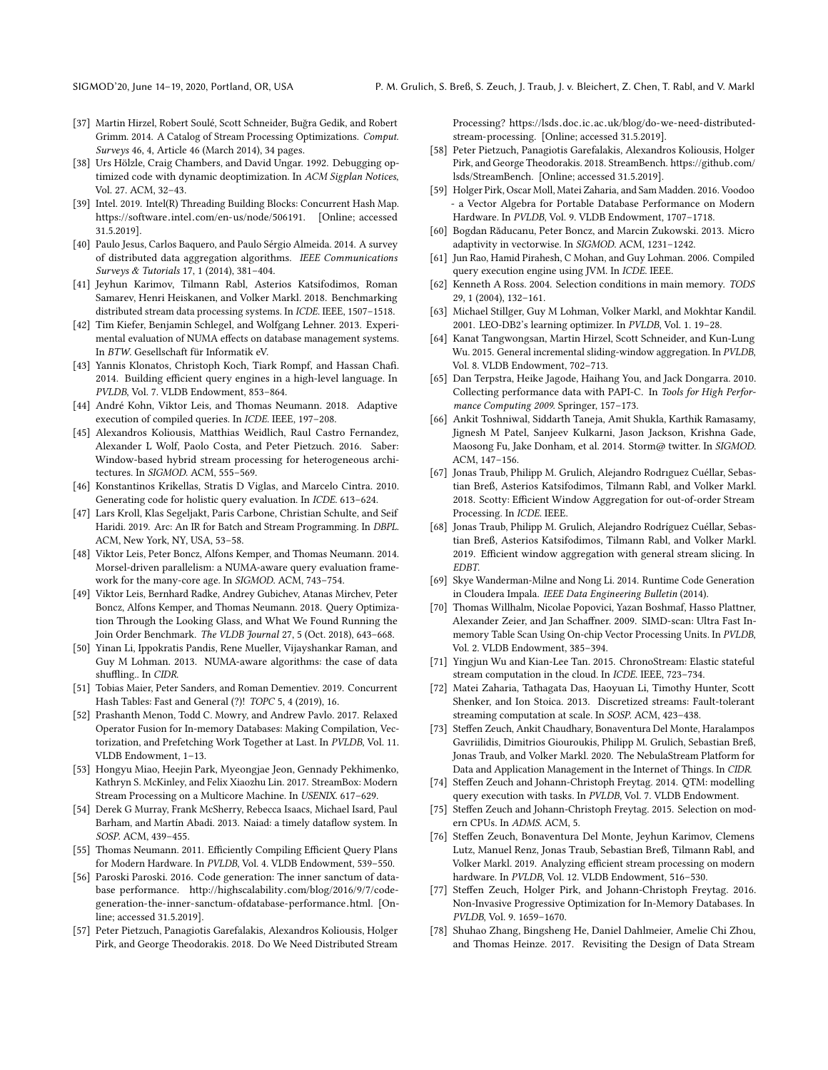[37] Martin Hirzel, Robert Soulé, Scott Schneider, Buğra Gedik, and Robert Grimm. 2014. A Catalog of Stream Processing Optimizations. *Comput. Surveys* 46, 4, Article 46 (March 2014), 34 pages.

[38] Urs Hölzle, Craig Chambers, and David Ungar. 1992. Debugging optimized code with dynamic deoptimization. In *ACM Sigplan Notices*, Vol. 27. ACM, 32–43.

[39] Intel. 2019. Intel(R) Threading Building Blocks: Concurrent Hash Map. https://software.intel.com/en-us/node/506191. [Online; accessed 31.5.2019].

[40] Paulo Jesus, Carlos Baquero, and Paulo Sérgio Almeida. 2014. A survey of distributed data aggregation algorithms. *IEEE Communications Surveys & Tutorials* 17, 1 (2014), 381–404.

[41] Jeyhun Karimov, Tilmann Rabl, Asterios Katsifodimos, Roman Samarev, Henri Heiskanen, and Volker Markl. 2018. Benchmarking distributed stream data processing systems. In *ICDE*. IEEE, 1507–1518.

[42] Tim Kiefer, Benjamin Schlegel, and Wolfgang Lehner. 2013. Experimental evaluation of NUMA effects on database management systems. In *BTW*. Gesellschaft für Informatik eV.

[43] Yannis Klonatos, Christoph Koch, Tiark Rompf, and Hassan Chafi. 2014. Building efficient query engines in a high-level language. In *PVLDB*, Vol. 7. VLDB Endowment, 853–864.

[44] André Kohn, Viktor Leis, and Thomas Neumann. 2018. Adaptive execution of compiled queries. In *ICDE*. IEEE, 197–208.

[45] Alexandros Koliousis, Matthias Weidlich, Raul Castro Fernandez, Alexander L Wolf, Paolo Costa, and Peter Pietzuch. 2016. Saber: Window-based hybrid stream processing for heterogeneous architectures. In *SIGMOD*. ACM, 555–569.

[46] Konstantinos Krikellas, Stratis D Viglas, and Marcelo Cintra. 2010. Generating code for holistic query evaluation. In *ICDE*. 613–624.

[47] Lars Kroll, Klas Segeljakt, Paris Carbone, Christian Schulte, and Seif Haridi. 2019. Arc: An IR for Batch and Stream Programming. In *DBPL*. ACM, New York, NY, USA, 53–58.

[48] Viktor Leis, Peter Boncz, Alfons Kemper, and Thomas Neumann. 2014. Morsel-driven parallelism: a NUMA-aware query evaluation framework for the many-core age. In *SIGMOD*. ACM, 743–754.

[49] Viktor Leis, Bernhard Radke, Andrey Gubichev, Atanas Mirchev, Peter Boncz, Alfons Kemper, and Thomas Neumann. 2018. Query Optimization Through the Looking Glass, and What We Found Running the Join Order Benchmark. *The VLDB Journal* 27, 5 (Oct. 2018), 643–668.

[50] Yinan Li, Ippokratis Pandis, Rene Mueller, Vijayshankar Raman, and Guy M Lohman. 2013. NUMA-aware algorithms: the case of data shuffling.. In *CIDR*.

[51] Tobias Maier, Peter Sanders, and Roman Dementiev. 2019. Concurrent Hash Tables: Fast and General (?)! *TOPC* 5, 4 (2019), 16.

[52] Prashanth Menon, Todd C. Mowry, and Andrew Pavlo. 2017. Relaxed Operator Fusion for In-memory Databases: Making Compilation, Vectorization, and Prefetching Work Together at Last. In *PVLDB*, Vol. 11. VLDB Endowment, 1–13.

[53] Hongyu Miao, Heejin Park, Myeongjae Jeon, Gennady Pekhimenko, Kathryn S. McKinley, and Felix Xiaozhu Lin. 2017. StreamBox: Modern Stream Processing on a Multicore Machine. In *USENIX*. 617–629.

[54] Derek G Murray, Frank McSherry, Rebecca Isaacs, Michael Isard, Paul Barham, and Martín Abadi. 2013. Naiad: a timely dataflow system. In *SOSP*. ACM, 439–455.

[55] Thomas Neumann. 2011. Efficiently Compiling Efficient Query Plans for Modern Hardware. In *PVLDB*, Vol. 4. VLDB Endowment, 539–550.

[56] Paroski Paroski. 2016. Code generation: The inner sanctum of database performance. http://highscalability.com/blog/2016/9/7/code-generation-the-inner-sanctum-ofdatabase-performance.html. [Online; accessed 31.5.2019].

[57] Peter Pietzuch, Panagiotis Garefalakis, Alexandros Koliousis, Holger Pirk, and George Theodorakis. 2018. Do We Need Distributed Stream Processing? https://lsds.doc.ic.ac.uk/blog/do-we-need-distributed-stream-processing. [Online; accessed 31.5.2019].

[58] Peter Pietzuch, Panagiotis Garefalakis, Alexandros Koliousis, Holger Pirk, and George Theodorakis. 2018. StreamBench. https://github.com/lsds/StreamBench. [Online; accessed 31.5.2019].

[59] Holger Pirk, Oscar Moll, Matei Zaharia, and Sam Madden. 2016. Voodoo - a Vector Algebra for Portable Database Performance on Modern Hardware. In *PVLDB*, Vol. 9. VLDB Endowment, 1707–1718.

[60] Bogdan Răducanu, Peter Boncz, and Marcin Zukowski. 2013. Micro adaptivity in vectorwise. In *SIGMOD*. ACM, 1231–1242.

[61] Jun Rao, Hamid Pirahesh, C Mohan, and Guy Lohman. 2006. Compiled query execution engine using JVM. In *ICDE*. IEEE.

[62] Kenneth A Ross. 2004. Selection conditions in main memory. *TODS* 29, 1 (2004), 132–161.

[63] Michael Stillger, Guy M Lohman, Volker Markl, and Mokhtar Kandil. 2001. LEO-DB2's learning optimizer. In *PVLDB*, Vol. 1. 19–28.

[64] Kanat Tangwongsan, Martin Hirzel, Scott Schneider, and Kun-Lung Wu. 2015. General incremental sliding-window aggregation. In *PVLDB*, Vol. 8. VLDB Endowment, 702–713.

[65] Dan Terpstra, Heike Jagode, Haihang You, and Jack Dongarra. 2010. Collecting performance data with PAPI-C. In *Tools for High Performance Computing 2009*. Springer, 157–173.

[66] Ankit Toshniwal, Siddarth Taneja, Amit Shukla, Karthik Ramasamy, Jignesh M Patel, Sanjeev Kulkarni, Jason Jackson, Krishna Gade, Maosong Fu, Jake Donham, et al. 2014. Storm@ twitter. In *SIGMOD*. ACM, 147–156.

[67] Jonas Traub, Philipp M. Grulich, Alejandro Rodrıguez Cuéllar, Sebastian Breß, Asterios Katsifodimos, Tilmann Rabl, and Volker Markl. 2018. Scotty: Efficient Window Aggregation for out-of-order Stream Processing. In *ICDE*. IEEE.

[68] Jonas Traub, Philipp M. Grulich, Alejandro Rodríguez Cuéllar, Sebastian Breß, Asterios Katsifodimos, Tilmann Rabl, and Volker Markl. 2019. Efficient window aggregation with general stream slicing. In *EDBT*.

[69] Skye Wanderman-Milne and Nong Li. 2014. Runtime Code Generation in Cloudera Impala. *IEEE Data Engineering Bulletin* (2014).

[70] Thomas Willhalm, Nicolae Popovici, Yazan Boshmaf, Hasso Plattner, Alexander Zeier, and Jan Schaffner. 2009. SIMD-scan: Ultra Fast In-memory Table Scan Using On-chip Vector Processing Units. In *PVLDB*, Vol. 2. VLDB Endowment, 385–394.

[71] Yingjun Wu and Kian-Lee Tan. 2015. ChronoStream: Elastic stateful stream computation in the cloud. In *ICDE*. IEEE, 723–734.

[72] Matei Zaharia, Tathagata Das, Haoyuan Li, Timothy Hunter, Scott Shenker, and Ion Stoica. 2013. Discretized streams: Fault-tolerant streaming computation at scale. In *SOSP*. ACM, 423–438.

[73] Steffen Zeuch, Ankit Chaudhary, Bonaventura Del Monte, Haralampos Gavriilidis, Dimitrios Giouroukis, Philipp M. Grulich, Sebastian Breß, Jonas Traub, and Volker Markl. 2020. The NebulaStream Platform for Data and Application Management in the Internet of Things. In *CIDR*.

[74] Steffen Zeuch and Johann-Christoph Freytag. 2014. QTM: modelling query execution with tasks. In *PVLDB*, Vol. 7. VLDB Endowment.

[75] Steffen Zeuch and Johann-Christoph Freytag. 2015. Selection on modern CPUs. In *ADMS*. ACM, 5.

[76] Steffen Zeuch, Bonaventura Del Monte, Jeyhun Karimov, Clemens Lutz, Manuel Renz, Jonas Traub, Sebastian Breß, Tilmann Rabl, and Volker Markl. 2019. Analyzing efficient stream processing on modern hardware. In *PVLDB*, Vol. 12. VLDB Endowment, 516–530.

[77] Steffen Zeuch, Holger Pirk, and Johann-Christoph Freytag. 2016. Non-Invasive Progressive Optimization for In-Memory Databases. In *PVLDB*, Vol. 9. 1659–1670.

[78] Shuhao Zhang, Bingsheng He, Daniel Dahlmeier, Amelie Chi Zhou, and Thomas Heinze. 2017. Revisiting the Design of Data Stream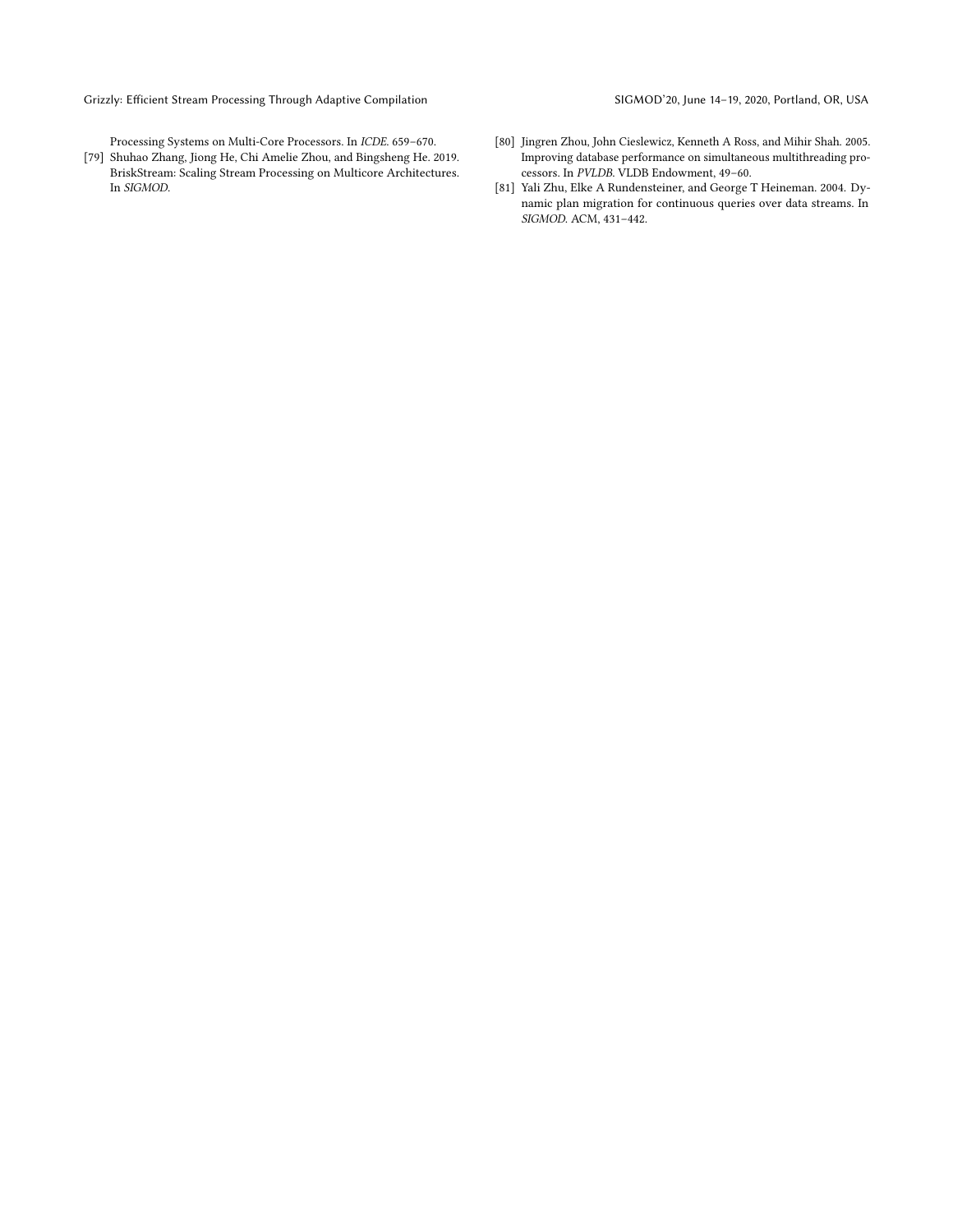Processing Systems on Multi-Core Processors. In *ICDE*. 659–670.

[79] Shuhao Zhang, Jiong He, Chi Amelie Zhou, and Bingsheng He. 2019. BriskStream: Scaling Stream Processing on Multicore Architectures. In *SIGMOD*.

[80] Jingren Zhou, John Cieslewicz, Kenneth A Ross, and Mihir Shah. 2005. Improving database performance on simultaneous multithreading processors. In *PVLDB*. VLDB Endowment, 49–60.

[81] Yali Zhu, Elke A Rundensteiner, and George T Heineman. 2004. Dynamic plan migration for continuous queries over data streams. In *SIGMOD*. ACM, 431–442.